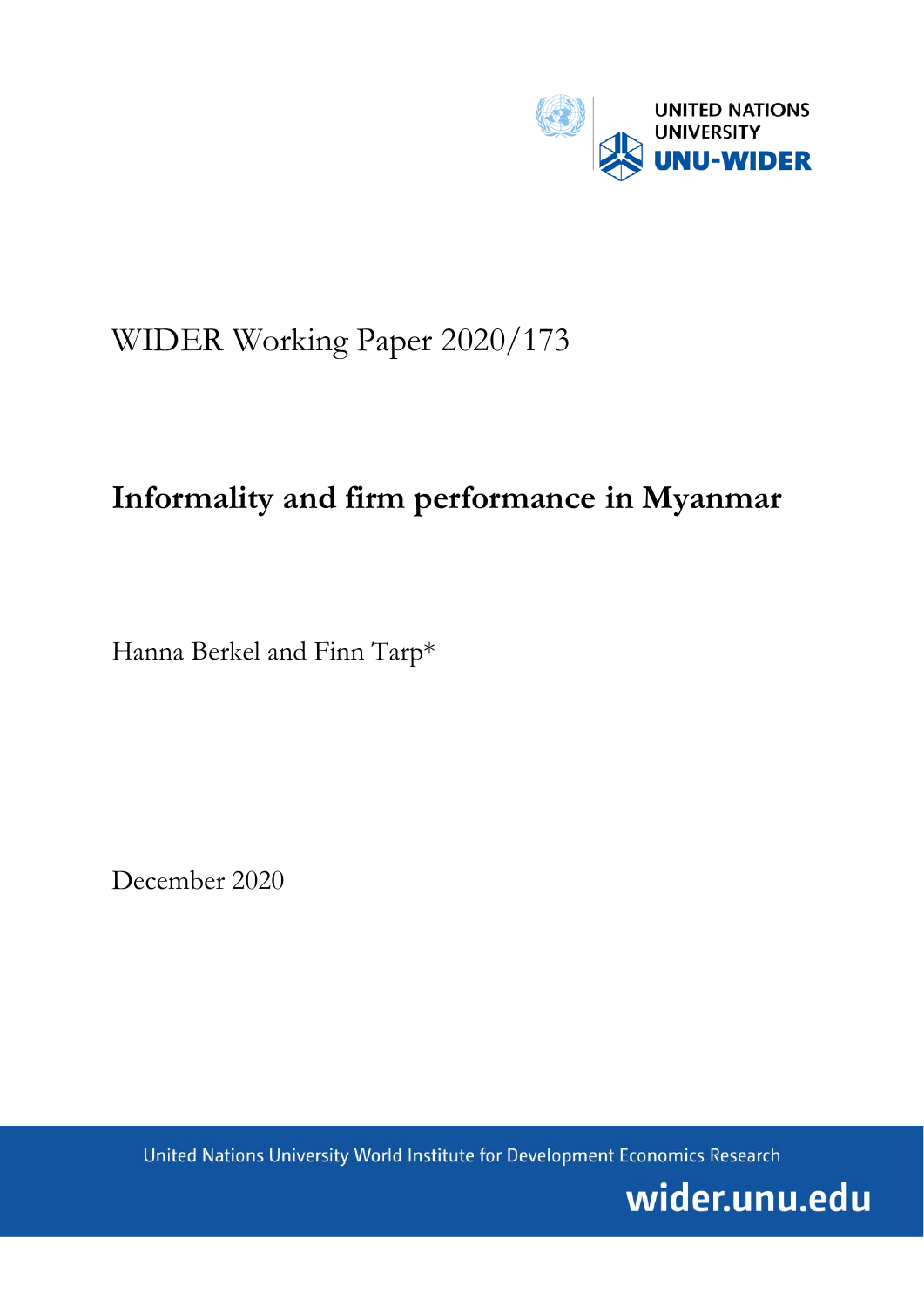UNITED NATIONS UNIVERSITY
UNU-WIDER

WIDER Working Paper 2020/173

# Informality and firm performance in Myanmar

Hanna Berkel and Finn Tarp*

December 2020

United Nations University World Institute for Development Economics Research

wider.unu.edu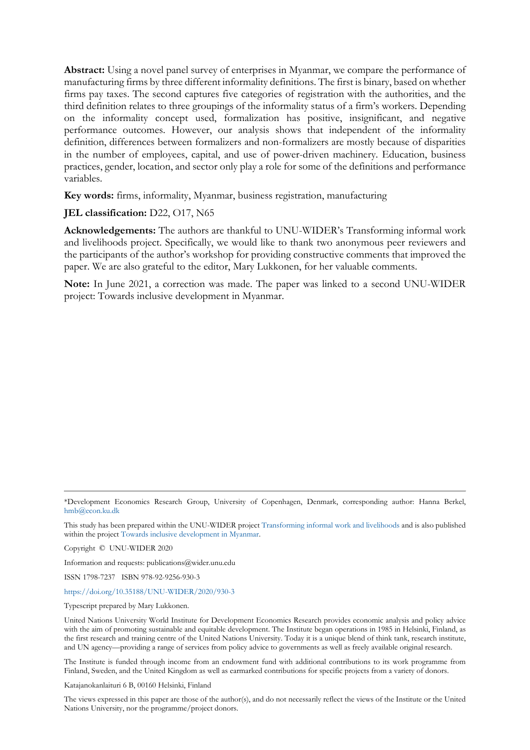**Abstract:** Using a novel panel survey of enterprises in Myanmar, we compare the performance of manufacturing firms by three different informality definitions. The first is binary, based on whether firms pay taxes. The second captures five categories of registration with the authorities, and the third definition relates to three groupings of the informality status of a firm's workers. Depending on the informality concept used, formalization has positive, insignificant, and negative performance outcomes. However, our analysis shows that independent of the informality definition, differences between formalizers and non-formalizers are mostly because of disparities in the number of employees, capital, and use of power-driven machinery. Education, business practices, gender, location, and sector only play a role for some of the definitions and performance variables.

**Key words:** firms, informality, Myanmar, business registration, manufacturing

**JEL classification:** D22, O17, N65

**Acknowledgements:** The authors are thankful to UNU-WIDER's Transforming informal work and livelihoods project. Specifically, we would like to thank two anonymous peer reviewers and the participants of the author's workshop for providing constructive comments that improved the paper. We are also grateful to the editor, Mary Lukkonen, for her valuable comments.

**Note:** In June 2021, a correction was made. The paper was linked to a second UNU-WIDER project: Towards inclusive development in Myanmar.

---

*Development Economics Research Group, University of Copenhagen, Denmark, corresponding author: Hanna Berkel, hmb@econ.ku.dk

This study has been prepared within the UNU-WIDER project Transforming informal work and livelihoods and is also published within the project Towards inclusive development in Myanmar.

Copyright © UNU-WIDER 2020

Information and requests: publications@wider.unu.edu

ISSN 1798-7237 ISBN 978-92-9256-930-3

https://doi.org/10.35188/UNU-WIDER/2020/930-3

Typescript prepared by Mary Lukkonen.

United Nations University World Institute for Development Economics Research provides economic analysis and policy advice with the aim of promoting sustainable and equitable development. The Institute began operations in 1985 in Helsinki, Finland, as the first research and training centre of the United Nations University. Today it is a unique blend of think tank, research institute, and UN agency—providing a range of services from policy advice to governments as well as freely available original research.

The Institute is funded through income from an endowment fund with additional contributions to its work programme from Finland, Sweden, and the United Kingdom as well as earmarked contributions for specific projects from a variety of donors.

Katajanokanlaituri 6 B, 00160 Helsinki, Finland

The views expressed in this paper are those of the author(s), and do not necessarily reflect the views of the Institute or the United Nations University, nor the programme/project donors.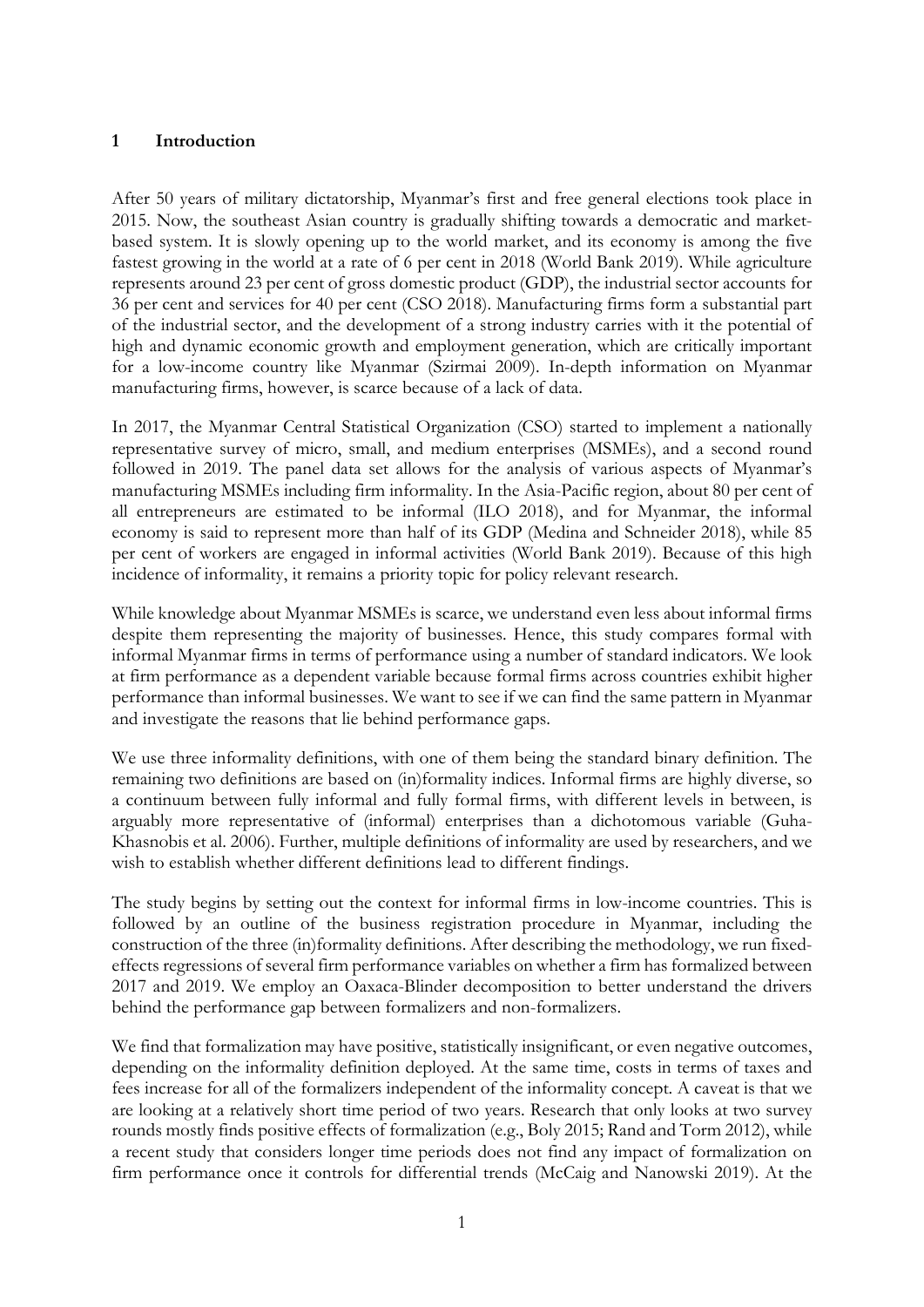## 1 Introduction

After 50 years of military dictatorship, Myanmar's first and free general elections took place in 2015. Now, the southeast Asian country is gradually shifting towards a democratic and market-based system. It is slowly opening up to the world market, and its economy is among the five fastest growing in the world at a rate of 6 per cent in 2018 (World Bank 2019). While agriculture represents around 23 per cent of gross domestic product (GDP), the industrial sector accounts for 36 per cent and services for 40 per cent (CSO 2018). Manufacturing firms form a substantial part of the industrial sector, and the development of a strong industry carries with it the potential of high and dynamic economic growth and employment generation, which are critically important for a low-income country like Myanmar (Szirmai 2009). In-depth information on Myanmar manufacturing firms, however, is scarce because of a lack of data.

In 2017, the Myanmar Central Statistical Organization (CSO) started to implement a nationally representative survey of micro, small, and medium enterprises (MSMEs), and a second round followed in 2019. The panel data set allows for the analysis of various aspects of Myanmar's manufacturing MSMEs including firm informality. In the Asia-Pacific region, about 80 per cent of all entrepreneurs are estimated to be informal (ILO 2018), and for Myanmar, the informal economy is said to represent more than half of its GDP (Medina and Schneider 2018), while 85 per cent of workers are engaged in informal activities (World Bank 2019). Because of this high incidence of informality, it remains a priority topic for policy relevant research.

While knowledge about Myanmar MSMEs is scarce, we understand even less about informal firms despite them representing the majority of businesses. Hence, this study compares formal with informal Myanmar firms in terms of performance using a number of standard indicators. We look at firm performance as a dependent variable because formal firms across countries exhibit higher performance than informal businesses. We want to see if we can find the same pattern in Myanmar and investigate the reasons that lie behind performance gaps.

We use three informality definitions, with one of them being the standard binary definition. The remaining two definitions are based on (in)formality indices. Informal firms are highly diverse, so a continuum between fully informal and fully formal firms, with different levels in between, is arguably more representative of (informal) enterprises than a dichotomous variable (Guha-Khasnobis et al. 2006). Further, multiple definitions of informality are used by researchers, and we wish to establish whether different definitions lead to different findings.

The study begins by setting out the context for informal firms in low-income countries. This is followed by an outline of the business registration procedure in Myanmar, including the construction of the three (in)formality definitions. After describing the methodology, we run fixed-effects regressions of several firm performance variables on whether a firm has formalized between 2017 and 2019. We employ an Oaxaca-Blinder decomposition to better understand the drivers behind the performance gap between formalizers and non-formalizers.

We find that formalization may have positive, statistically insignificant, or even negative outcomes, depending on the informality definition deployed. At the same time, costs in terms of taxes and fees increase for all of the formalizers independent of the informality concept. A caveat is that we are looking at a relatively short time period of two years. Research that only looks at two survey rounds mostly finds positive effects of formalization (e.g., Boly 2015; Rand and Torm 2012), while a recent study that considers longer time periods does not find any impact of formalization on firm performance once it controls for differential trends (McCaig and Nanowski 2019). At the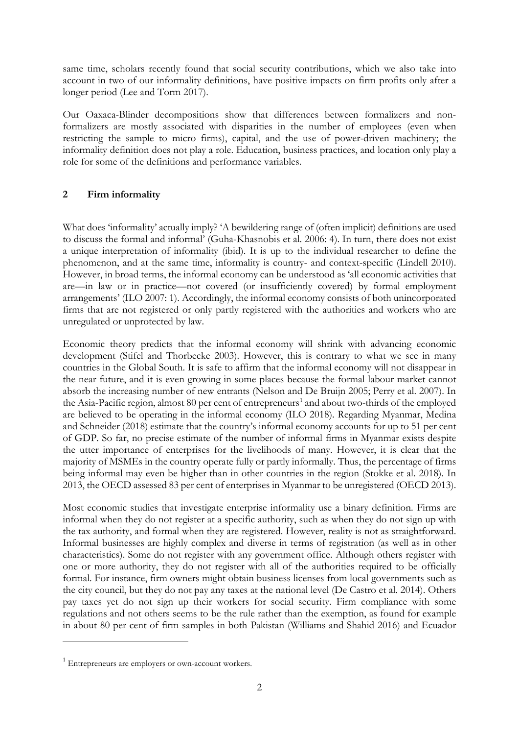same time, scholars recently found that social security contributions, which we also take into account in two of our informality definitions, have positive impacts on firm profits only after a longer period (Lee and Torm 2017).

Our Oaxaca-Blinder decompositions show that differences between formalizers and non-formalizers are mostly associated with disparities in the number of employees (even when restricting the sample to micro firms), capital, and the use of power-driven machinery; the informality definition does not play a role. Education, business practices, and location only play a role for some of the definitions and performance variables.

## 2 Firm informality

What does 'informality' actually imply? 'A bewildering range of (often implicit) definitions are used to discuss the formal and informal' (Guha-Khasnobis et al. 2006: 4). In turn, there does not exist a unique interpretation of informality (ibid). It is up to the individual researcher to define the phenomenon, and at the same time, informality is country- and context-specific (Lindell 2010). However, in broad terms, the informal economy can be understood as 'all economic activities that are—in law or in practice—not covered (or insufficiently covered) by formal employment arrangements' (ILO 2007: 1). Accordingly, the informal economy consists of both unincorporated firms that are not registered or only partly registered with the authorities and workers who are unregulated or unprotected by law.

Economic theory predicts that the informal economy will shrink with advancing economic development (Stifel and Thorbecke 2003). However, this is contrary to what we see in many countries in the Global South. It is safe to affirm that the informal economy will not disappear in the near future, and it is even growing in some places because the formal labour market cannot absorb the increasing number of new entrants (Nelson and De Bruijn 2005; Perry et al. 2007). In the Asia-Pacific region, almost 80 per cent of entrepreneurs[1] and about two-thirds of the employed are believed to be operating in the informal economy (ILO 2018). Regarding Myanmar, Medina and Schneider (2018) estimate that the country's informal economy accounts for up to 51 per cent of GDP. So far, no precise estimate of the number of informal firms in Myanmar exists despite the utter importance of enterprises for the livelihoods of many. However, it is clear that the majority of MSMEs in the country operate fully or partly informally. Thus, the percentage of firms being informal may even be higher than in other countries in the region (Stokke et al. 2018). In 2013, the OECD assessed 83 per cent of enterprises in Myanmar to be unregistered (OECD 2013).

Most economic studies that investigate enterprise informality use a binary definition. Firms are informal when they do not register at a specific authority, such as when they do not sign up with the tax authority, and formal when they are registered. However, reality is not as straightforward. Informal businesses are highly complex and diverse in terms of registration (as well as in other characteristics). Some do not register with any government office. Although others register with one or more authority, they do not register with all of the authorities required to be officially formal. For instance, firm owners might obtain business licenses from local governments such as the city council, but they do not pay any taxes at the national level (De Castro et al. 2014). Others pay taxes yet do not sign up their workers for social security. Firm compliance with some regulations and not others seems to be the rule rather than the exemption, as found for example in about 80 per cent of firm samples in both Pakistan (Williams and Shahid 2016) and Ecuador

[1] Entrepreneurs are employers or own-account workers.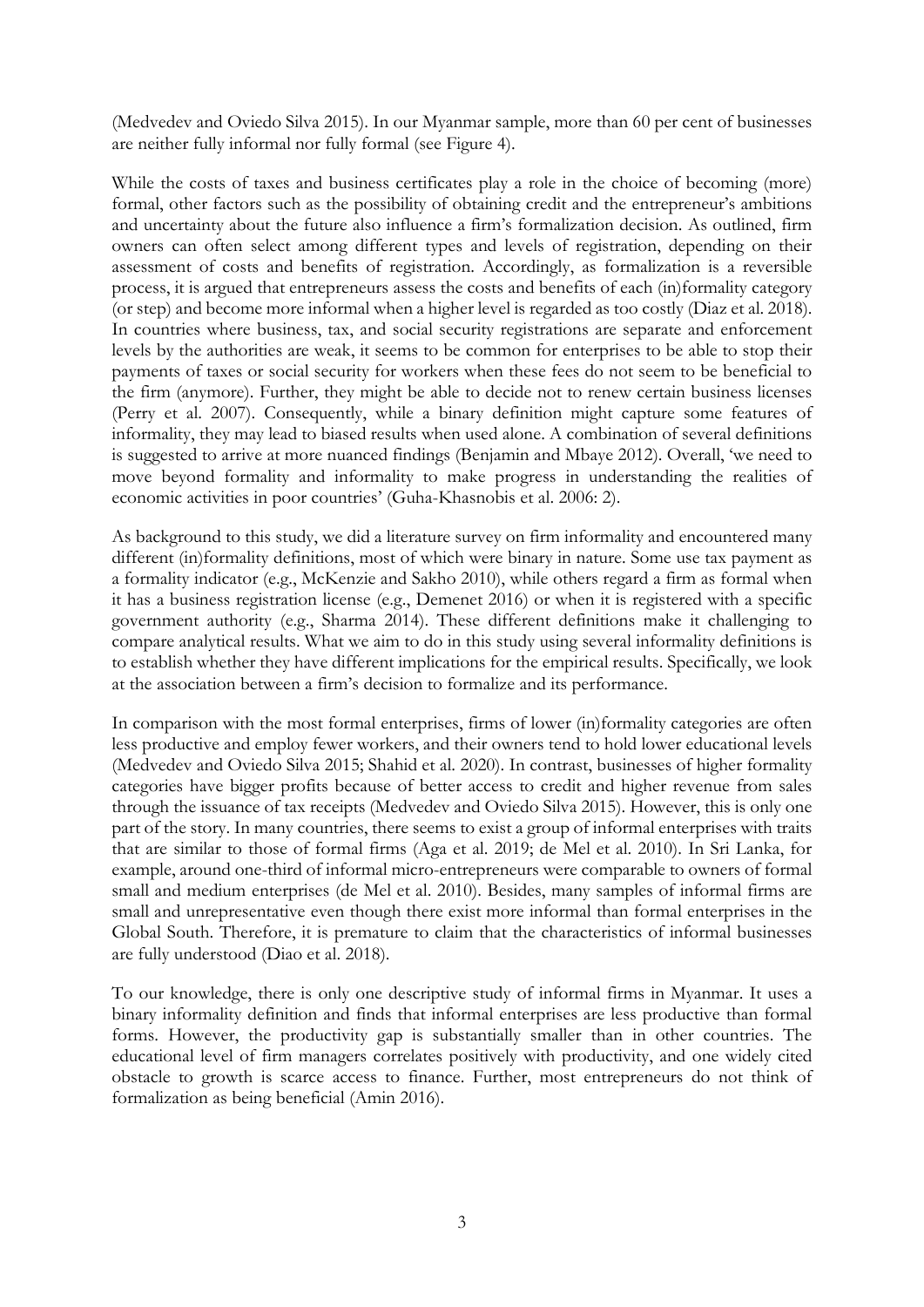(Medvedev and Oviedo Silva 2015). In our Myanmar sample, more than 60 per cent of businesses are neither fully informal nor fully formal (see Figure 4).

While the costs of taxes and business certificates play a role in the choice of becoming (more) formal, other factors such as the possibility of obtaining credit and the entrepreneur's ambitions and uncertainty about the future also influence a firm's formalization decision. As outlined, firm owners can often select among different types and levels of registration, depending on their assessment of costs and benefits of registration. Accordingly, as formalization is a reversible process, it is argued that entrepreneurs assess the costs and benefits of each (in)formality category (or step) and become more informal when a higher level is regarded as too costly (Diaz et al. 2018). In countries where business, tax, and social security registrations are separate and enforcement levels by the authorities are weak, it seems to be common for enterprises to be able to stop their payments of taxes or social security for workers when these fees do not seem to be beneficial to the firm (anymore). Further, they might be able to decide not to renew certain business licenses (Perry et al. 2007). Consequently, while a binary definition might capture some features of informality, they may lead to biased results when used alone. A combination of several definitions is suggested to arrive at more nuanced findings (Benjamin and Mbaye 2012). Overall, 'we need to move beyond formality and informality to make progress in understanding the realities of economic activities in poor countries' (Guha-Khasnobis et al. 2006: 2).

As background to this study, we did a literature survey on firm informality and encountered many different (in)formality definitions, most of which were binary in nature. Some use tax payment as a formality indicator (e.g., McKenzie and Sakho 2010), while others regard a firm as formal when it has a business registration license (e.g., Demenet 2016) or when it is registered with a specific government authority (e.g., Sharma 2014). These different definitions make it challenging to compare analytical results. What we aim to do in this study using several informality definitions is to establish whether they have different implications for the empirical results. Specifically, we look at the association between a firm's decision to formalize and its performance.

In comparison with the most formal enterprises, firms of lower (in)formality categories are often less productive and employ fewer workers, and their owners tend to hold lower educational levels (Medvedev and Oviedo Silva 2015; Shahid et al. 2020). In contrast, businesses of higher formality categories have bigger profits because of better access to credit and higher revenue from sales through the issuance of tax receipts (Medvedev and Oviedo Silva 2015). However, this is only one part of the story. In many countries, there seems to exist a group of informal enterprises with traits that are similar to those of formal firms (Aga et al. 2019; de Mel et al. 2010). In Sri Lanka, for example, around one-third of informal micro-entrepreneurs were comparable to owners of formal small and medium enterprises (de Mel et al. 2010). Besides, many samples of informal firms are small and unrepresentative even though there exist more informal than formal enterprises in the Global South. Therefore, it is premature to claim that the characteristics of informal businesses are fully understood (Diao et al. 2018).

To our knowledge, there is only one descriptive study of informal firms in Myanmar. It uses a binary informality definition and finds that informal enterprises are less productive than formal forms. However, the productivity gap is substantially smaller than in other countries. The educational level of firm managers correlates positively with productivity, and one widely cited obstacle to growth is scarce access to finance. Further, most entrepreneurs do not think of formalization as being beneficial (Amin 2016).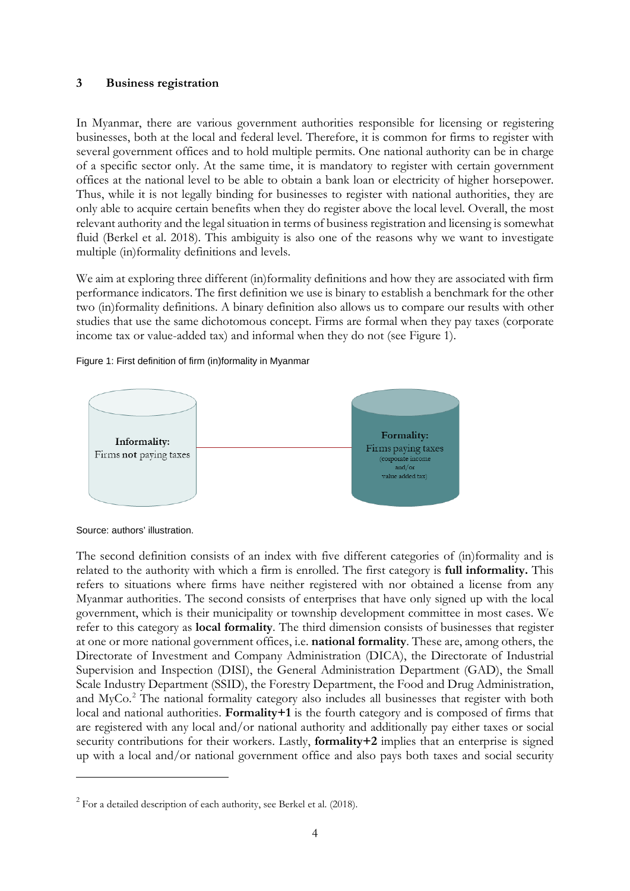## 3 Business registration

In Myanmar, there are various government authorities responsible for licensing or registering businesses, both at the local and federal level. Therefore, it is common for firms to register with several government offices and to hold multiple permits. One national authority can be in charge of a specific sector only. At the same time, it is mandatory to register with certain government offices at the national level to be able to obtain a bank loan or electricity of higher horsepower. Thus, while it is not legally binding for businesses to register with national authorities, they are only able to acquire certain benefits when they do register above the local level. Overall, the most relevant authority and the legal situation in terms of business registration and licensing is somewhat fluid (Berkel et al. 2018). This ambiguity is also one of the reasons why we want to investigate multiple (in)formality definitions and levels.

We aim at exploring three different (in)formality definitions and how they are associated with firm performance indicators. The first definition we use is binary to establish a benchmark for the other two (in)formality definitions. A binary definition also allows us to compare our results with other studies that use the same dichotomous concept. Firms are formal when they pay taxes (corporate income tax or value-added tax) and informal when they do not (see Figure 1).

Figure 1: First definition of firm (in)formality in Myanmar

**Informality:** Firms **not** paying taxes

**Formality:** Firms paying taxes (corporate income and/or value added tax)

Source: authors' illustration.

The second definition consists of an index with five different categories of (in)formality and is related to the authority with which a firm is enrolled. The first category is **full informality.** This refers to situations where firms have neither registered with nor obtained a license from any Myanmar authorities. The second consists of enterprises that have only signed up with the local government, which is their municipality or township development committee in most cases. We refer to this category as **local formality**. The third dimension consists of businesses that register at one or more national government offices, i.e. **national formality**. These are, among others, the Directorate of Investment and Company Administration (DICA), the Directorate of Industrial Supervision and Inspection (DISI), the General Administration Department (GAD), the Small Scale Industry Department (SSID), the Forestry Department, the Food and Drug Administration, and MyCo.[2] The national formality category also includes all businesses that register with both local and national authorities. **Formality+1** is the fourth category and is composed of firms that are registered with any local and/or national authority and additionally pay either taxes or social security contributions for their workers. Lastly, **formality+2** implies that an enterprise is signed up with a local and/or national government office and also pays both taxes and social security

[2] For a detailed description of each authority, see Berkel et al. (2018).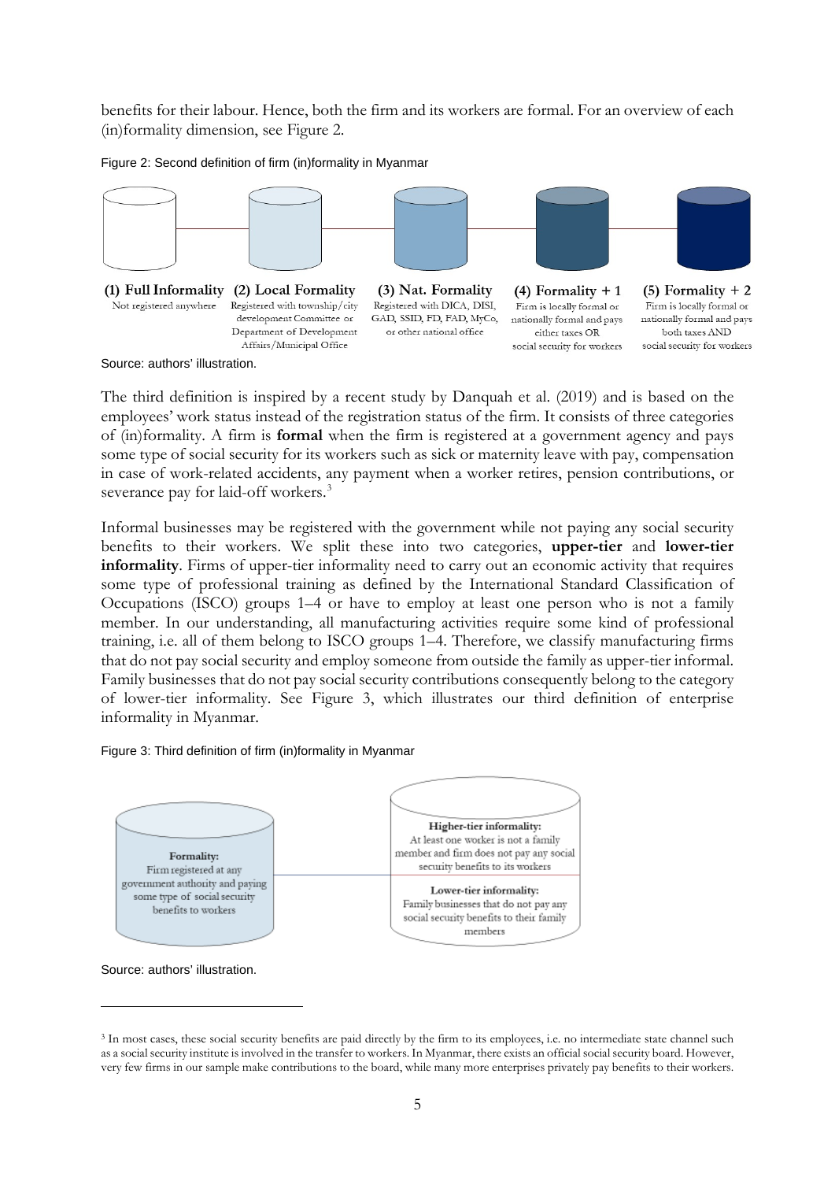benefits for their labour. Hence, both the firm and its workers are formal. For an overview of each (in)formality dimension, see Figure 2.

Figure 2: Second definition of firm (in)formality in Myanmar

**(1) Full Informality**
Not registered anywhere

**(2) Local Formality**
Registered with township/city development Committee or Department of Development Affairs/Municipal Office

**(3) Nat. Formality**
Registered with DICA, DISI, GAD, SSID, FD, FAD, MyCo, or other national office

**(4) Formality + 1**
Firm is locally formal or nationally formal and pays either taxes OR social security for workers

**(5) Formality + 2**
Firm is locally formal or nationally formal and pays both taxes AND social security for workers

Source: authors' illustration.

The third definition is inspired by a recent study by Danquah et al. (2019) and is based on the employees' work status instead of the registration status of the firm. It consists of three categories of (in)formality. A firm is **formal** when the firm is registered at a government agency and pays some type of social security for its workers such as sick or maternity leave with pay, compensation in case of work-related accidents, any payment when a worker retires, pension contributions, or severance pay for laid-off workers.[3]

Informal businesses may be registered with the government while not paying any social security benefits to their workers. We split these into two categories, **upper-tier** and **lower-tier informality**. Firms of upper-tier informality need to carry out an economic activity that requires some type of professional training as defined by the International Standard Classification of Occupations (ISCO) groups 1–4 or have to employ at least one person who is not a family member. In our understanding, all manufacturing activities require some kind of professional training, i.e. all of them belong to ISCO groups 1–4. Therefore, we classify manufacturing firms that do not pay social security and employ someone from outside the family as upper-tier informal. Family businesses that do not pay social security contributions consequently belong to the category of lower-tier informality. See Figure 3, which illustrates our third definition of enterprise informality in Myanmar.

Figure 3: Third definition of firm (in)formality in Myanmar

**Formality:**
Firm registered at any government authority and paying some type of social security benefits to workers

**Higher-tier informality:**
At least one worker is not a family member and firm does not pay any social security benefits to its workers

**Lower-tier informality:**
Family businesses that do not pay any social security benefits to their family members

Source: authors' illustration.

[3] In most cases, these social security benefits are paid directly by the firm to its employees, i.e. no intermediate state channel such as a social security institute is involved in the transfer to workers. In Myanmar, there exists an official social security board. However, very few firms in our sample make contributions to the board, while many more enterprises privately pay benefits to their workers.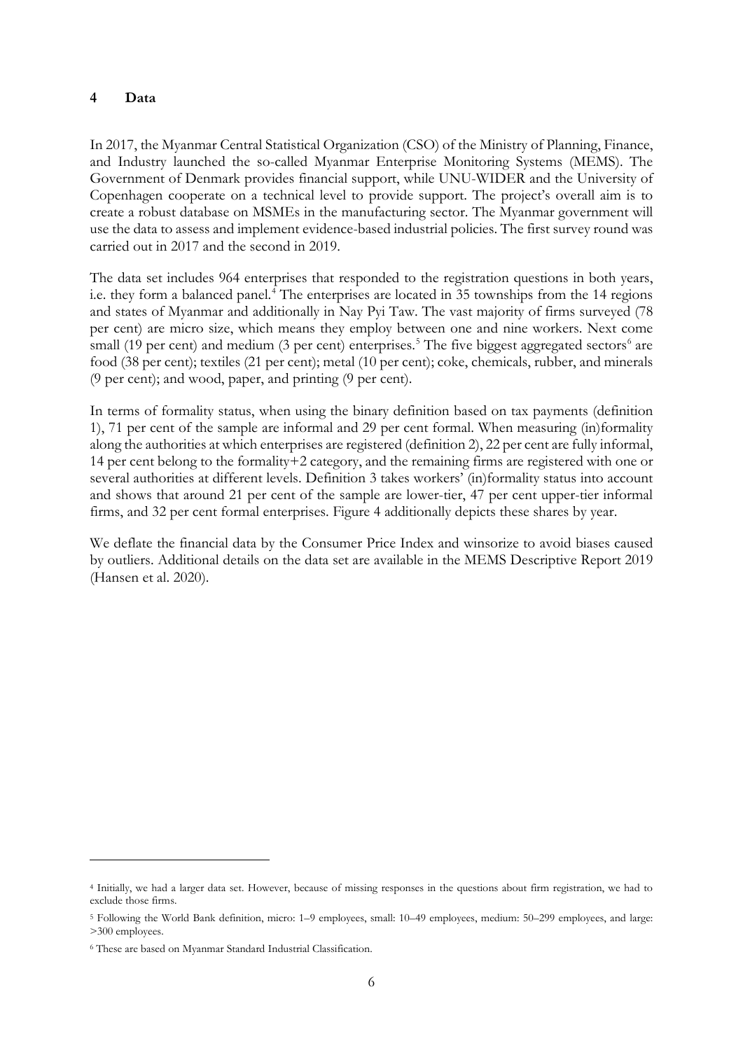## 4 Data

In 2017, the Myanmar Central Statistical Organization (CSO) of the Ministry of Planning, Finance, and Industry launched the so-called Myanmar Enterprise Monitoring Systems (MEMS). The Government of Denmark provides financial support, while UNU-WIDER and the University of Copenhagen cooperate on a technical level to provide support. The project's overall aim is to create a robust database on MSMEs in the manufacturing sector. The Myanmar government will use the data to assess and implement evidence-based industrial policies. The first survey round was carried out in 2017 and the second in 2019.

The data set includes 964 enterprises that responded to the registration questions in both years, i.e. they form a balanced panel.[4] The enterprises are located in 35 townships from the 14 regions and states of Myanmar and additionally in Nay Pyi Taw. The vast majority of firms surveyed (78 per cent) are micro size, which means they employ between one and nine workers. Next come small (19 per cent) and medium (3 per cent) enterprises.[5] The five biggest aggregated sectors[6] are food (38 per cent); textiles (21 per cent); metal (10 per cent); coke, chemicals, rubber, and minerals (9 per cent); and wood, paper, and printing (9 per cent).

In terms of formality status, when using the binary definition based on tax payments (definition 1), 71 per cent of the sample are informal and 29 per cent formal. When measuring (in)formality along the authorities at which enterprises are registered (definition 2), 22 per cent are fully informal, 14 per cent belong to the formality+2 category, and the remaining firms are registered with one or several authorities at different levels. Definition 3 takes workers' (in)formality status into account and shows that around 21 per cent of the sample are lower-tier, 47 per cent upper-tier informal firms, and 32 per cent formal enterprises. Figure 4 additionally depicts these shares by year.

We deflate the financial data by the Consumer Price Index and winsorize to avoid biases caused by outliers. Additional details on the data set are available in the MEMS Descriptive Report 2019 (Hansen et al. 2020).

---

[4] Initially, we had a larger data set. However, because of missing responses in the questions about firm registration, we had to exclude those firms.

[5] Following the World Bank definition, micro: 1–9 employees, small: 10–49 employees, medium: 50–299 employees, and large: >300 employees.

[6] These are based on Myanmar Standard Industrial Classification.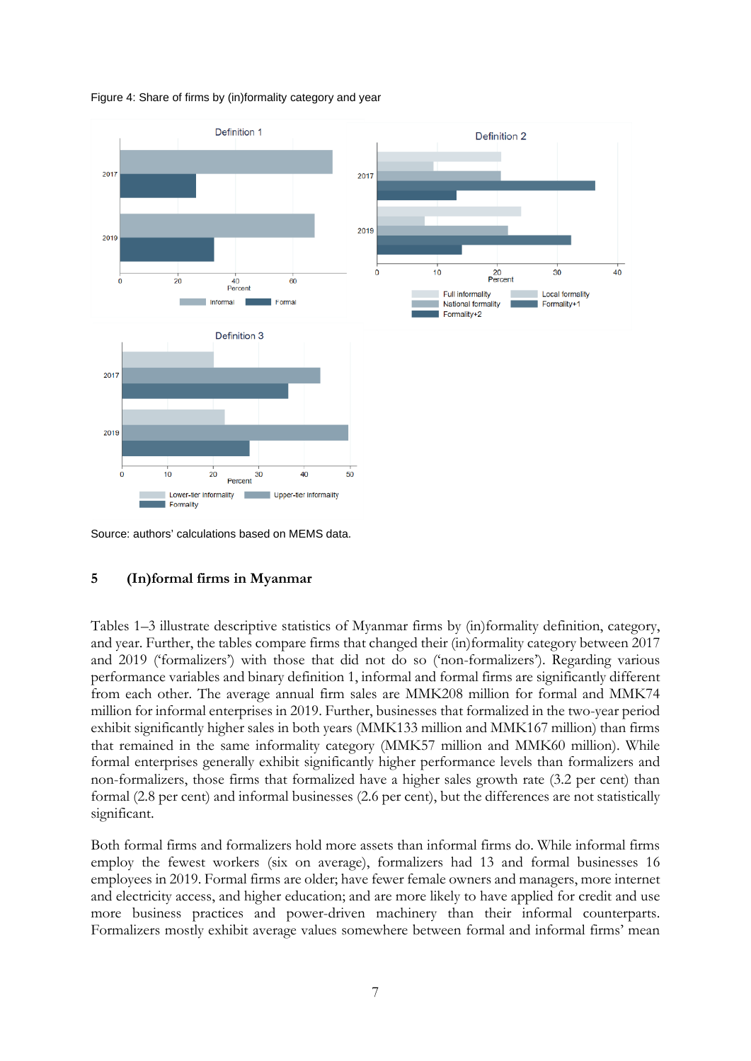Figure 4: Share of firms by (in)formality category and year

Source: authors' calculations based on MEMS data.

## 5 (In)formal firms in Myanmar

Tables 1–3 illustrate descriptive statistics of Myanmar firms by (in)formality definition, category, and year. Further, the tables compare firms that changed their (in)formality category between 2017 and 2019 ('formalizers') with those that did not do so ('non-formalizers'). Regarding various performance variables and binary definition 1, informal and formal firms are significantly different from each other. The average annual firm sales are MMK208 million for formal and MMK74 million for informal enterprises in 2019. Further, businesses that formalized in the two-year period exhibit significantly higher sales in both years (MMK133 million and MMK167 million) than firms that remained in the same informality category (MMK57 million and MMK60 million). While formal enterprises generally exhibit significantly higher performance levels than formalizers and non-formalizers, those firms that formalized have a higher sales growth rate (3.2 per cent) than formal (2.8 per cent) and informal businesses (2.6 per cent), but the differences are not statistically significant.

Both formal firms and formalizers hold more assets than informal firms do. While informal firms employ the fewest workers (six on average), formalizers had 13 and formal businesses 16 employees in 2019. Formal firms are older; have fewer female owners and managers, more internet and electricity access, and higher education; and are more likely to have applied for credit and use more business practices and power-driven machinery than their informal counterparts. Formalizers mostly exhibit average values somewhere between formal and informal firms' mean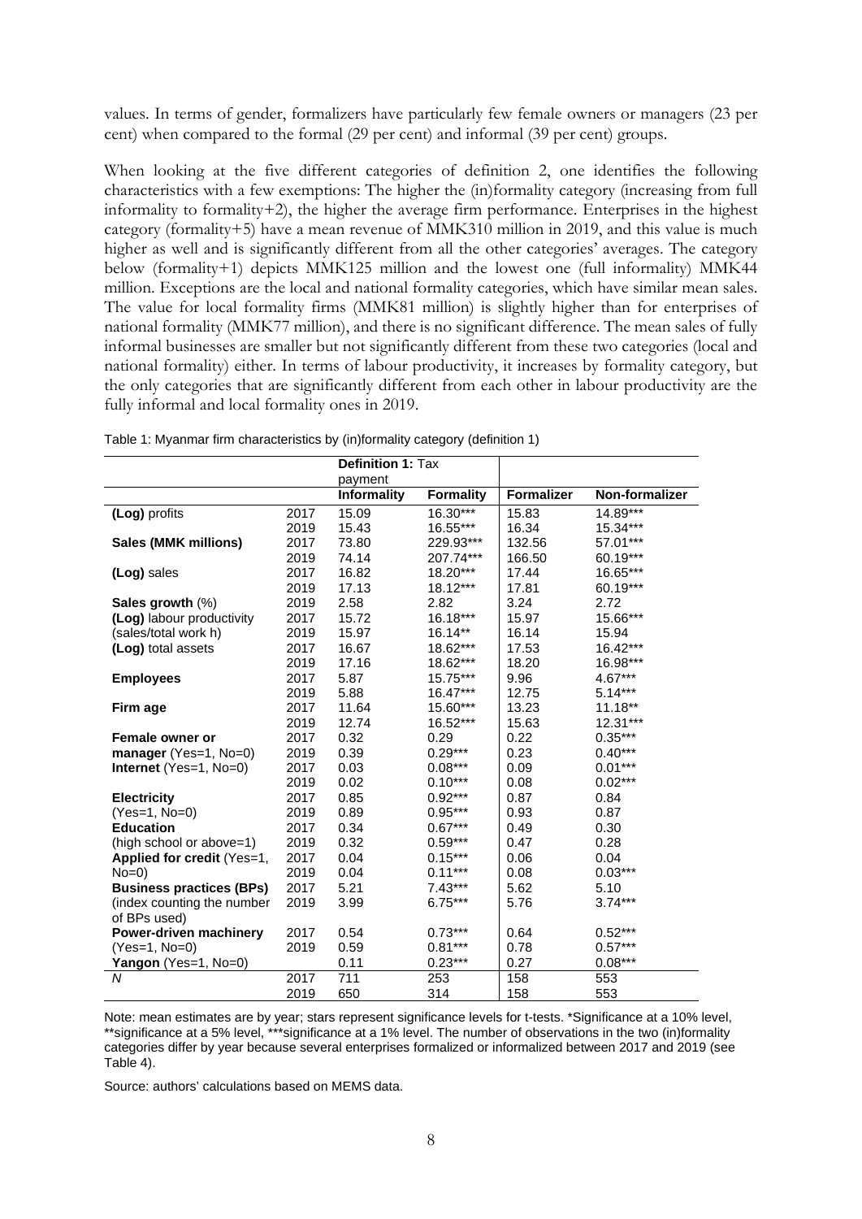values. In terms of gender, formalizers have particularly few female owners or managers (23 per cent) when compared to the formal (29 per cent) and informal (39 per cent) groups.

When looking at the five different categories of definition 2, one identifies the following characteristics with a few exemptions: The higher the (in)formality category (increasing from full informality to formality+2), the higher the average firm performance. Enterprises in the highest category (formality+5) have a mean revenue of MMK310 million in 2019, and this value is much higher as well and is significantly different from all the other categories' averages. The category below (formality+1) depicts MMK125 million and the lowest one (full informality) MMK44 million. Exceptions are the local and national formality categories, which have similar mean sales. The value for local formality firms (MMK81 million) is slightly higher than for enterprises of national formality (MMK77 million), and there is no significant difference. The mean sales of fully informal businesses are smaller but not significantly different from these two categories (local and national formality) either. In terms of labour productivity, it increases by formality category, but the only categories that are significantly different from each other in labour productivity are the fully informal and local formality ones in 2019.

Table 1: Myanmar firm characteristics by (in)formality category (definition 1)

| | | **Definition 1:** Tax payment | | | |
|---|---|---|---|---|---|
| | | **Informality** | **Formality** | **Formalizer** | **Non-formalizer** |
| **(Log)** profits | 2017 | 15.09 | 16.30*** | 15.83 | 14.89*** |
| | 2019 | 15.43 | 16.55*** | 16.34 | 15.34*** |
| **Sales (MMK millions)** | 2017 | 73.80 | 229.93*** | 132.56 | 57.01*** |
| | 2019 | 74.14 | 207.74*** | 166.50 | 60.19*** |
| **(Log)** sales | 2017 | 16.82 | 18.20*** | 17.44 | 16.65*** |
| | 2019 | 17.13 | 18.12*** | 17.81 | 60.19*** |
| **Sales growth** (%) | 2019 | 2.58 | 2.82 | 3.24 | 2.72 |
| **(Log)** labour productivity | 2017 | 15.72 | 16.18*** | 15.97 | 15.66*** |
| (sales/total work h) | 2019 | 15.97 | 16.14** | 16.14 | 15.94 |
| **(Log)** total assets | 2017 | 16.67 | 18.62*** | 17.53 | 16.42*** |
| | 2019 | 17.16 | 18.62*** | 18.20 | 16.98*** |
| **Employees** | 2017 | 5.87 | 15.75*** | 9.96 | 4.67*** |
| | 2019 | 5.88 | 16.47*** | 12.75 | 5.14*** |
| **Firm age** | 2017 | 11.64 | 15.60*** | 13.23 | 11.18** |
| | 2019 | 12.74 | 16.52*** | 15.63 | 12.31*** |
| **Female owner or** | 2017 | 0.32 | 0.29 | 0.22 | 0.35*** |
| **manager** (Yes=1, No=0) | 2019 | 0.39 | 0.29*** | 0.23 | 0.40*** |
| **Internet** (Yes=1, No=0) | 2017 | 0.03 | 0.08*** | 0.09 | 0.01*** |
| | 2019 | 0.02 | 0.10*** | 0.08 | 0.02*** |
| **Electricity** | 2017 | 0.85 | 0.92*** | 0.87 | 0.84 |
| (Yes=1, No=0) | 2019 | 0.89 | 0.95*** | 0.93 | 0.87 |
| **Education** | 2017 | 0.34 | 0.67*** | 0.49 | 0.30 |
| (high school or above=1) | 2019 | 0.32 | 0.59*** | 0.47 | 0.28 |
| **Applied for credit** (Yes=1, | 2017 | 0.04 | 0.15*** | 0.06 | 0.04 |
| No=0) | 2019 | 0.04 | 0.11*** | 0.08 | 0.03*** |
| **Business practices (BPs)** | 2017 | 5.21 | 7.43*** | 5.62 | 5.10 |
| (index counting the number of BPs used) | 2019 | 3.99 | 6.75*** | 5.76 | 3.74*** |
| **Power-driven machinery** | 2017 | 0.54 | 0.73*** | 0.64 | 0.52*** |
| (Yes=1, No=0) | 2019 | 0.59 | 0.81*** | 0.78 | 0.57*** |
| **Yangon** (Yes=1, No=0) | | 0.11 | 0.23*** | 0.27 | 0.08*** |
| *N* | 2017 | 711 | 253 | 158 | 553 |
| | 2019 | 650 | 314 | 158 | 553 |

Note: mean estimates are by year; stars represent significance levels for t-tests. *Significance at a 10% level, **significance at a 5% level, ***significance at a 1% level. The number of observations in the two (in)formality categories differ by year because several enterprises formalized or informalized between 2017 and 2019 (see Table 4).

Source: authors' calculations based on MEMS data.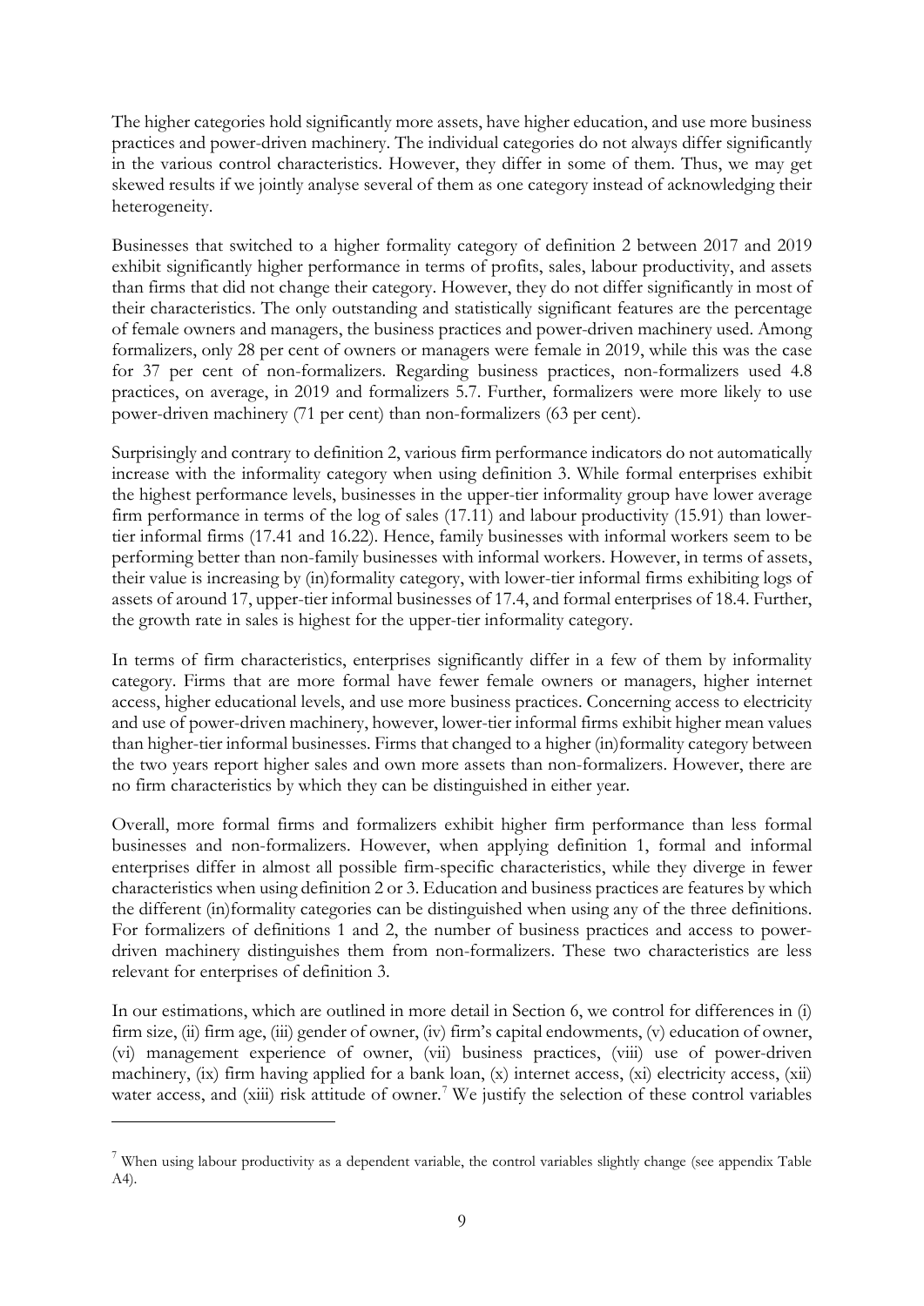The higher categories hold significantly more assets, have higher education, and use more business practices and power-driven machinery. The individual categories do not always differ significantly in the various control characteristics. However, they differ in some of them. Thus, we may get skewed results if we jointly analyse several of them as one category instead of acknowledging their heterogeneity.

Businesses that switched to a higher formality category of definition 2 between 2017 and 2019 exhibit significantly higher performance in terms of profits, sales, labour productivity, and assets than firms that did not change their category. However, they do not differ significantly in most of their characteristics. The only outstanding and statistically significant features are the percentage of female owners and managers, the business practices and power-driven machinery used. Among formalizers, only 28 per cent of owners or managers were female in 2019, while this was the case for 37 per cent of non-formalizers. Regarding business practices, non-formalizers used 4.8 practices, on average, in 2019 and formalizers 5.7. Further, formalizers were more likely to use power-driven machinery (71 per cent) than non-formalizers (63 per cent).

Surprisingly and contrary to definition 2, various firm performance indicators do not automatically increase with the informality category when using definition 3. While formal enterprises exhibit the highest performance levels, businesses in the upper-tier informality group have lower average firm performance in terms of the log of sales (17.11) and labour productivity (15.91) than lower-tier informal firms (17.41 and 16.22). Hence, family businesses with informal workers seem to be performing better than non-family businesses with informal workers. However, in terms of assets, their value is increasing by (in)formality category, with lower-tier informal firms exhibiting logs of assets of around 17, upper-tier informal businesses of 17.4, and formal enterprises of 18.4. Further, the growth rate in sales is highest for the upper-tier informality category.

In terms of firm characteristics, enterprises significantly differ in a few of them by informality category. Firms that are more formal have fewer female owners or managers, higher internet access, higher educational levels, and use more business practices. Concerning access to electricity and use of power-driven machinery, however, lower-tier informal firms exhibit higher mean values than higher-tier informal businesses. Firms that changed to a higher (in)formality category between the two years report higher sales and own more assets than non-formalizers. However, there are no firm characteristics by which they can be distinguished in either year.

Overall, more formal firms and formalizers exhibit higher firm performance than less formal businesses and non-formalizers. However, when applying definition 1, formal and informal enterprises differ in almost all possible firm-specific characteristics, while they diverge in fewer characteristics when using definition 2 or 3. Education and business practices are features by which the different (in)formality categories can be distinguished when using any of the three definitions. For formalizers of definitions 1 and 2, the number of business practices and access to power-driven machinery distinguishes them from non-formalizers. These two characteristics are less relevant for enterprises of definition 3.

In our estimations, which are outlined in more detail in Section 6, we control for differences in (i) firm size, (ii) firm age, (iii) gender of owner, (iv) firm's capital endowments, (v) education of owner, (vi) management experience of owner, (vii) business practices, (viii) use of power-driven machinery, (ix) firm having applied for a bank loan, (x) internet access, (xi) electricity access, (xii) water access, and (xiii) risk attitude of owner.[7] We justify the selection of these control variables

[7] When using labour productivity as a dependent variable, the control variables slightly change (see appendix Table A4).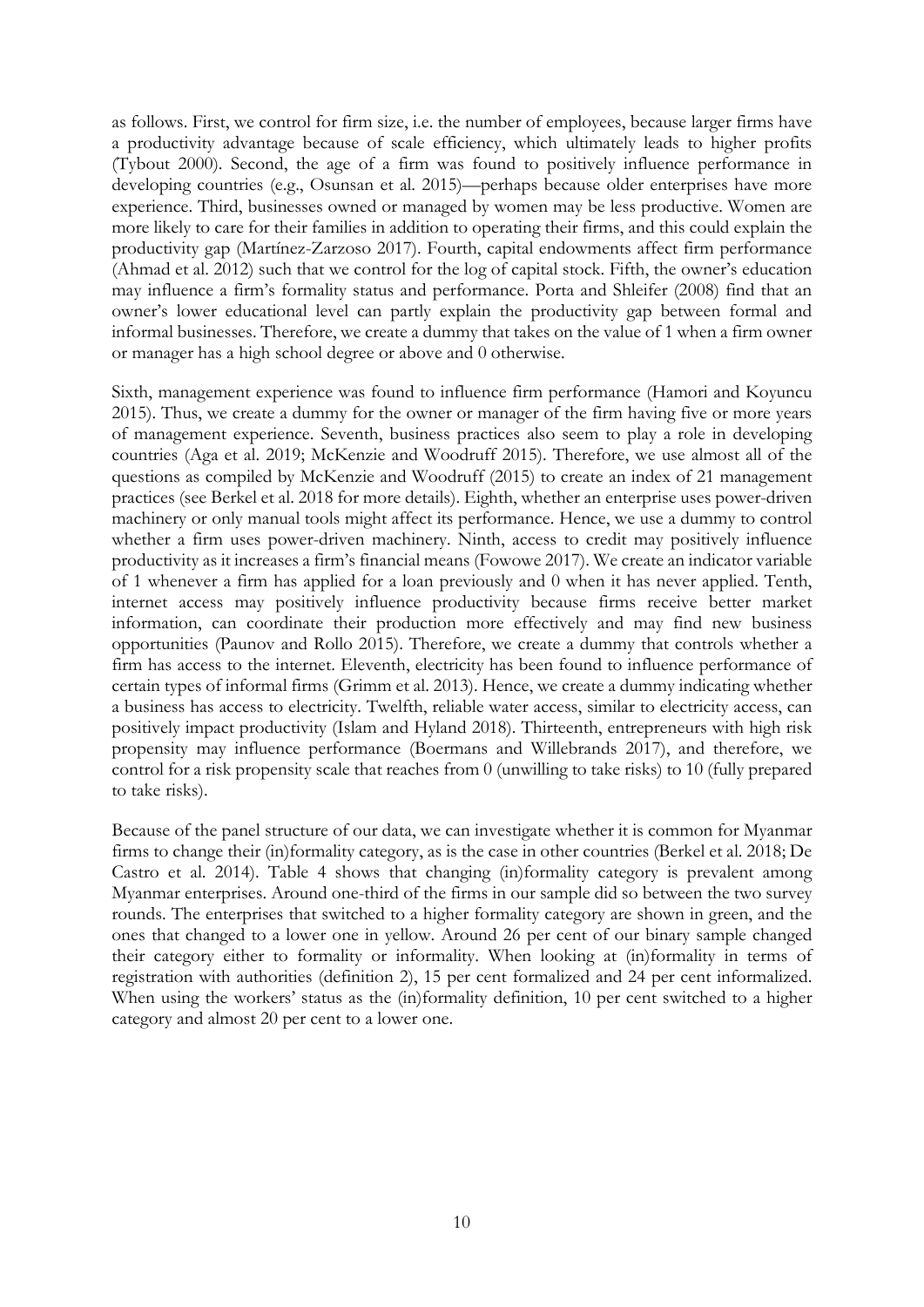as follows. First, we control for firm size, i.e. the number of employees, because larger firms have a productivity advantage because of scale efficiency, which ultimately leads to higher profits (Tybout 2000). Second, the age of a firm was found to positively influence performance in developing countries (e.g., Osunsan et al. 2015)—perhaps because older enterprises have more experience. Third, businesses owned or managed by women may be less productive. Women are more likely to care for their families in addition to operating their firms, and this could explain the productivity gap (Martínez-Zarzoso 2017). Fourth, capital endowments affect firm performance (Ahmad et al. 2012) such that we control for the log of capital stock. Fifth, the owner's education may influence a firm's formality status and performance. Porta and Shleifer (2008) find that an owner's lower educational level can partly explain the productivity gap between formal and informal businesses. Therefore, we create a dummy that takes on the value of 1 when a firm owner or manager has a high school degree or above and 0 otherwise.

Sixth, management experience was found to influence firm performance (Hamori and Koyuncu 2015). Thus, we create a dummy for the owner or manager of the firm having five or more years of management experience. Seventh, business practices also seem to play a role in developing countries (Aga et al. 2019; McKenzie and Woodruff 2015). Therefore, we use almost all of the questions as compiled by McKenzie and Woodruff (2015) to create an index of 21 management practices (see Berkel et al. 2018 for more details). Eighth, whether an enterprise uses power-driven machinery or only manual tools might affect its performance. Hence, we use a dummy to control whether a firm uses power-driven machinery. Ninth, access to credit may positively influence productivity as it increases a firm's financial means (Fowowe 2017). We create an indicator variable of 1 whenever a firm has applied for a loan previously and 0 when it has never applied. Tenth, internet access may positively influence productivity because firms receive better market information, can coordinate their production more effectively and may find new business opportunities (Paunov and Rollo 2015). Therefore, we create a dummy that controls whether a firm has access to the internet. Eleventh, electricity has been found to influence performance of certain types of informal firms (Grimm et al. 2013). Hence, we create a dummy indicating whether a business has access to electricity. Twelfth, reliable water access, similar to electricity access, can positively impact productivity (Islam and Hyland 2018). Thirteenth, entrepreneurs with high risk propensity may influence performance (Boermans and Willebrands 2017), and therefore, we control for a risk propensity scale that reaches from 0 (unwilling to take risks) to 10 (fully prepared to take risks).

Because of the panel structure of our data, we can investigate whether it is common for Myanmar firms to change their (in)formality category, as is the case in other countries (Berkel et al. 2018; De Castro et al. 2014). Table 4 shows that changing (in)formality category is prevalent among Myanmar enterprises. Around one-third of the firms in our sample did so between the two survey rounds. The enterprises that switched to a higher formality category are shown in green, and the ones that changed to a lower one in yellow. Around 26 per cent of our binary sample changed their category either to formality or informality. When looking at (in)formality in terms of registration with authorities (definition 2), 15 per cent formalized and 24 per cent informalized. When using the workers' status as the (in)formality definition, 10 per cent switched to a higher category and almost 20 per cent to a lower one.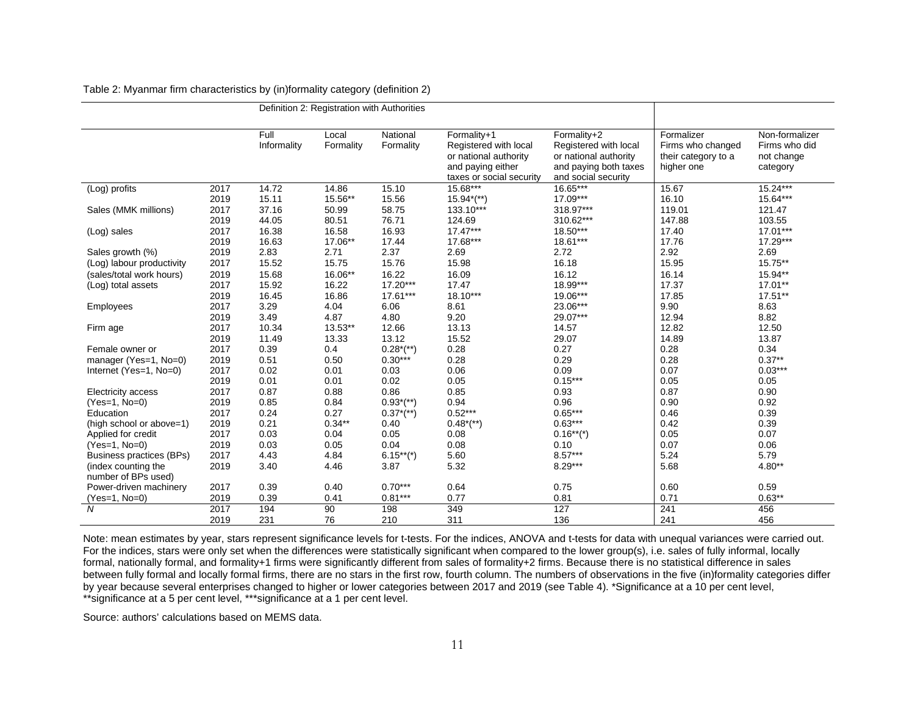Table 2: Myanmar firm characteristics by (in)formality category (definition 2)

| | | Definition 2: Registration with Authorities | | | | | | |
|---|---|---|---|---|---|---|---|---|
| | | Full Informality | Local Formality | National Formality | Formality+1 Registered with local or national authority and paying either taxes or social security | Formality+2 Registered with local or national authority and paying both taxes and social security | Formalizer Firms who changed their category to a higher one | Non-formalizer Firms who did not change category |
| (Log) profits | 2017 | 14.72 | 14.86 | 15.10 | 15.68*** | 16.65*** | 15.67 | 15.24*** |
| | 2019 | 15.11 | 15.56** | 15.56 | 15.94*(**) | 17.09*** | 16.10 | 15.64*** |
| Sales (MMK millions) | 2017 | 37.16 | 50.99 | 58.75 | 133.10*** | 318.97*** | 119.01 | 121.47 |
| | 2019 | 44.05 | 80.51 | 76.71 | 124.69 | 310.62*** | 147.88 | 103.55 |
| (Log) sales | 2017 | 16.38 | 16.58 | 16.93 | 17.47*** | 18.50*** | 17.40 | 17.01*** |
| | 2019 | 16.63 | 17.06** | 17.44 | 17.68*** | 18.61*** | 17.76 | 17.29*** |
| Sales growth (%) | 2019 | 2.83 | 2.71 | 2.37 | 2.69 | 2.72 | 2.92 | 2.69 |
| (Log) labour productivity | 2017 | 15.52 | 15.75 | 15.76 | 15.98 | 16.18 | 15.95 | 15.75** |
| (sales/total work hours) | 2019 | 15.68 | 16.06** | 16.22 | 16.09 | 16.12 | 16.14 | 15.94** |
| (Log) total assets | 2017 | 15.92 | 16.22 | 17.20*** | 17.47 | 18.99*** | 17.37 | 17.01** |
| | 2019 | 16.45 | 16.86 | 17.61*** | 18.10*** | 19.06*** | 17.85 | 17.51** |
| Employees | 2017 | 3.29 | 4.04 | 6.06 | 8.61 | 23.06*** | 9.90 | 8.63 |
| | 2019 | 3.49 | 4.87 | 4.80 | 9.20 | 29.07*** | 12.94 | 8.82 |
| Firm age | 2017 | 10.34 | 13.53** | 12.66 | 13.13 | 14.57 | 12.82 | 12.50 |
| | 2019 | 11.49 | 13.33 | 13.12 | 15.52 | 29.07 | 14.89 | 13.87 |
| Female owner or | 2017 | 0.39 | 0.4 | 0.28*(**) | 0.28 | 0.27 | 0.28 | 0.34 |
| manager (Yes=1, No=0) | 2019 | 0.51 | 0.50 | 0.30*** | 0.28 | 0.29 | 0.28 | 0.37** |
| Internet (Yes=1, No=0) | 2017 | 0.02 | 0.01 | 0.03 | 0.06 | 0.09 | 0.07 | 0.03*** |
| | 2019 | 0.01 | 0.01 | 0.02 | 0.05 | 0.15*** | 0.05 | 0.05 |
| Electricity access | 2017 | 0.87 | 0.88 | 0.86 | 0.85 | 0.93 | 0.87 | 0.90 |
| (Yes=1, No=0) | 2019 | 0.85 | 0.84 | 0.93*(**) | 0.94 | 0.96 | 0.90 | 0.92 |
| Education | 2017 | 0.24 | 0.27 | 0.37*(**) | 0.52*** | 0.65*** | 0.46 | 0.39 |
| (high school or above=1) | 2019 | 0.21 | 0.34** | 0.40 | 0.48*(**) | 0.63*** | 0.42 | 0.39 |
| Applied for credit | 2017 | 0.03 | 0.04 | 0.05 | 0.08 | 0.16**(*) | 0.05 | 0.07 |
| (Yes=1, No=0) | 2019 | 0.03 | 0.05 | 0.04 | 0.08 | 0.10 | 0.07 | 0.06 |
| Business practices (BPs) | 2017 | 4.43 | 4.84 | 6.15**(*) | 5.60 | 8.57*** | 5.24 | 5.79 |
| (index counting the number of BPs used) | 2019 | 3.40 | 4.46 | 3.87 | 5.32 | 8.29*** | 5.68 | 4.80** |
| Power-driven machinery | 2017 | 0.39 | 0.40 | 0.70*** | 0.64 | 0.75 | 0.60 | 0.59 |
| (Yes=1, No=0) | 2019 | 0.39 | 0.41 | 0.81*** | 0.77 | 0.81 | 0.71 | 0.63** |
| *N* | 2017 | 194 | 90 | 198 | 349 | 127 | 241 | 456 |
| | 2019 | 231 | 76 | 210 | 311 | 136 | 241 | 456 |

Note: mean estimates by year, stars represent significance levels for t-tests. For the indices, ANOVA and t-tests for data with unequal variances were carried out. For the indices, stars were only set when the differences were statistically significant when compared to the lower group(s), i.e. sales of fully informal, locally formal, nationally formal, and formality+1 firms were significantly different from sales of formality+2 firms. Because there is no statistical difference in sales between fully formal and locally formal firms, there are no stars in the first row, fourth column. The numbers of observations in the five (in)formality categories differ by year because several enterprises changed to higher or lower categories between 2017 and 2019 (see Table 4). *Significance at a 10 per cent level, **significance at a 5 per cent level, ***significance at a 1 per cent level.

Source: authors' calculations based on MEMS data.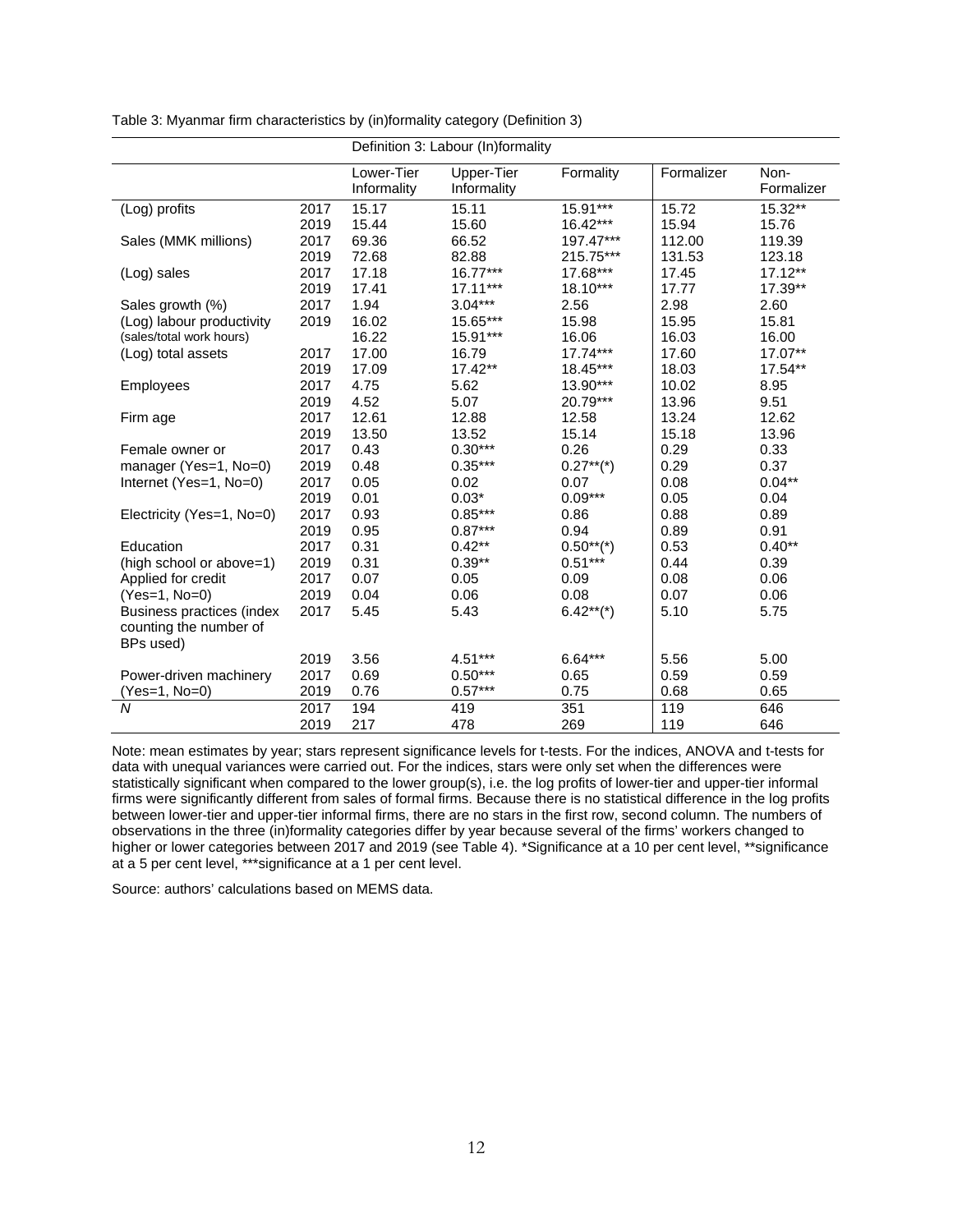Table 3: Myanmar firm characteristics by (in)formality category (Definition 3)

| | | Definition 3: Labour (In)formality | | | | |
|---|---|---|---|---|---|---|
| | | Lower-Tier Informality | Upper-Tier Informality | Formality | Formalizer | Non-Formalizer |
| (Log) profits | 2017 | 15.17 | 15.11 | 15.91*** | 15.72 | 15.32** |
| | 2019 | 15.44 | 15.60 | 16.42*** | 15.94 | 15.76 |
| Sales (MMK millions) | 2017 | 69.36 | 66.52 | 197.47*** | 112.00 | 119.39 |
| | 2019 | 72.68 | 82.88 | 215.75*** | 131.53 | 123.18 |
| (Log) sales | 2017 | 17.18 | 16.77*** | 17.68*** | 17.45 | 17.12** |
| | 2019 | 17.41 | 17.11*** | 18.10*** | 17.77 | 17.39** |
| Sales growth (%) | 2017 | 1.94 | 3.04*** | 2.56 | 2.98 | 2.60 |
| (Log) labour productivity | 2019 | 16.02 | 15.65*** | 15.98 | 15.95 | 15.81 |
| (sales/total work hours) | | 16.22 | 15.91*** | 16.06 | 16.03 | 16.00 |
| (Log) total assets | 2017 | 17.00 | 16.79 | 17.74*** | 17.60 | 17.07** |
| | 2019 | 17.09 | 17.42** | 18.45*** | 18.03 | 17.54** |
| Employees | 2017 | 4.75 | 5.62 | 13.90*** | 10.02 | 8.95 |
| | 2019 | 4.52 | 5.07 | 20.79*** | 13.96 | 9.51 |
| Firm age | 2017 | 12.61 | 12.88 | 12.58 | 13.24 | 12.62 |
| | 2019 | 13.50 | 13.52 | 15.14 | 15.18 | 13.96 |
| Female owner or | 2017 | 0.43 | 0.30*** | 0.26 | 0.29 | 0.33 |
| manager (Yes=1, No=0) | 2019 | 0.48 | 0.35*** | 0.27**(*) | 0.29 | 0.37 |
| Internet (Yes=1, No=0) | 2017 | 0.05 | 0.02 | 0.07 | 0.08 | 0.04** |
| | 2019 | 0.01 | 0.03* | 0.09*** | 0.05 | 0.04 |
| Electricity (Yes=1, No=0) | 2017 | 0.93 | 0.85*** | 0.86 | 0.88 | 0.89 |
| | 2019 | 0.95 | 0.87*** | 0.94 | 0.89 | 0.91 |
| Education | 2017 | 0.31 | 0.42** | 0.50**(*) | 0.53 | 0.40** |
| (high school or above=1) | 2019 | 0.31 | 0.39** | 0.51*** | 0.44 | 0.39 |
| Applied for credit | 2017 | 0.07 | 0.05 | 0.09 | 0.08 | 0.06 |
| (Yes=1, No=0) | 2019 | 0.04 | 0.06 | 0.08 | 0.07 | 0.06 |
| Business practices (index counting the number of BPs used) | 2017 | 5.45 | 5.43 | 6.42**(*) | 5.10 | 5.75 |
| | 2019 | 3.56 | 4.51*** | 6.64*** | 5.56 | 5.00 |
| Power-driven machinery | 2017 | 0.69 | 0.50*** | 0.65 | 0.59 | 0.59 |
| (Yes=1, No=0) | 2019 | 0.76 | 0.57*** | 0.75 | 0.68 | 0.65 |
| *N* | 2017 | 194 | 419 | 351 | 119 | 646 |
| | 2019 | 217 | 478 | 269 | 119 | 646 |

Note: mean estimates by year; stars represent significance levels for t-tests. For the indices, ANOVA and t-tests for data with unequal variances were carried out. For the indices, stars were only set when the differences were statistically significant when compared to the lower group(s), i.e. the log profits of lower-tier and upper-tier informal firms were significantly different from sales of formal firms. Because there is no statistical difference in the log profits between lower-tier and upper-tier informal firms, there are no stars in the first row, second column. The numbers of observations in the three (in)formality categories differ by year because several of the firms' workers changed to higher or lower categories between 2017 and 2019 (see Table 4). *Significance at a 10 per cent level, **significance at a 5 per cent level, ***significance at a 1 per cent level.

Source: authors' calculations based on MEMS data.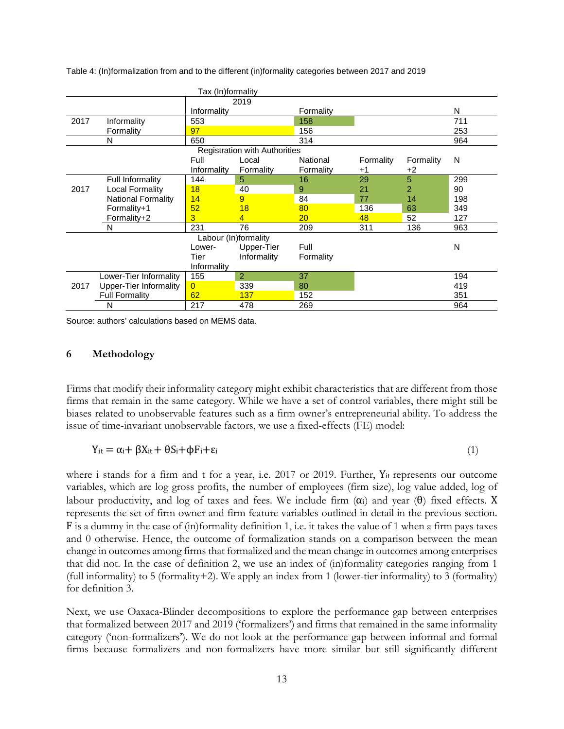Table 4: (In)formalization from and to the different (in)formality categories between 2017 and 2019

| | | Tax (In)formality | | | | | |
|---|---|---|---|---|---|---|---|
| | | 2019 | | | | | |
| | | Informality | | Formality | | | N |
| 2017 | Informality | 553 | | 158 | | | 711 |
| | Formality | 97 | | 156 | | | 253 |
| | N | 650 | | 314 | | | 964 |
| | | **Registration with Authorities** | | | | | |
| | | Full Informality | Local Formality | National Formality | Formality +1 | Formality +2 | N |
| 2017 | Full Informality | 144 | 5 | 16 | 29 | 5 | 299 |
| | Local Formality | 18 | 40 | 9 | 21 | 2 | 90 |
| | National Formality | 14 | 9 | 84 | 77 | 14 | 198 |
| | Formality+1 | 52 | 18 | 80 | 136 | 63 | 349 |
| | Formality+2 | 3 | 4 | 20 | 48 | 52 | 127 |
| | N | 231 | 76 | 209 | 311 | 136 | 963 |
| | | **Labour (In)formality** | | | | | |
| | | Lower-Tier Informality | Upper-Tier Informality | Full Formality | | | N |
| 2017 | Lower-Tier Informality | 155 | 2 | 37 | | | 194 |
| | Upper-Tier Informality | 0 | 339 | 80 | | | 419 |
| | Full Formality | 62 | 137 | 152 | | | 351 |
| | N | 217 | 478 | 269 | | | 964 |

Source: authors' calculations based on MEMS data.

## 6 Methodology

Firms that modify their informality category might exhibit characteristics that are different from those firms that remain in the same category. While we have a set of control variables, there might still be biases related to unobservable features such as a firm owner's entrepreneurial ability. To address the issue of time-invariant unobservable factors, we use a fixed-effects (FE) model:

$$Y_{it} = \alpha_i + \beta X_{it} + \theta S_i + \phi F_i + \varepsilon_i \tag{1}$$

where i stands for a firm and t for a year, i.e. 2017 or 2019. Further, $Y_{it}$ represents our outcome variables, which are log gross profits, the number of employees (firm size), log value added, log of labour productivity, and log of taxes and fees. We include firm ($\alpha_i$) and year ($\theta$) fixed effects. X represents the set of firm owner and firm feature variables outlined in detail in the previous section. F is a dummy in the case of (in)formality definition 1, i.e. it takes the value of 1 when a firm pays taxes and 0 otherwise. Hence, the outcome of formalization stands on a comparison between the mean change in outcomes among firms that formalized and the mean change in outcomes among enterprises that did not. In the case of definition 2, we use an index of (in)formality categories ranging from 1 (full informality) to 5 (formality+2). We apply an index from 1 (lower-tier informality) to 3 (formality) for definition 3.

Next, we use Oaxaca-Blinder decompositions to explore the performance gap between enterprises that formalized between 2017 and 2019 ('formalizers') and firms that remained in the same informality category ('non-formalizers'). We do not look at the performance gap between informal and formal firms because formalizers and non-formalizers have more similar but still significantly different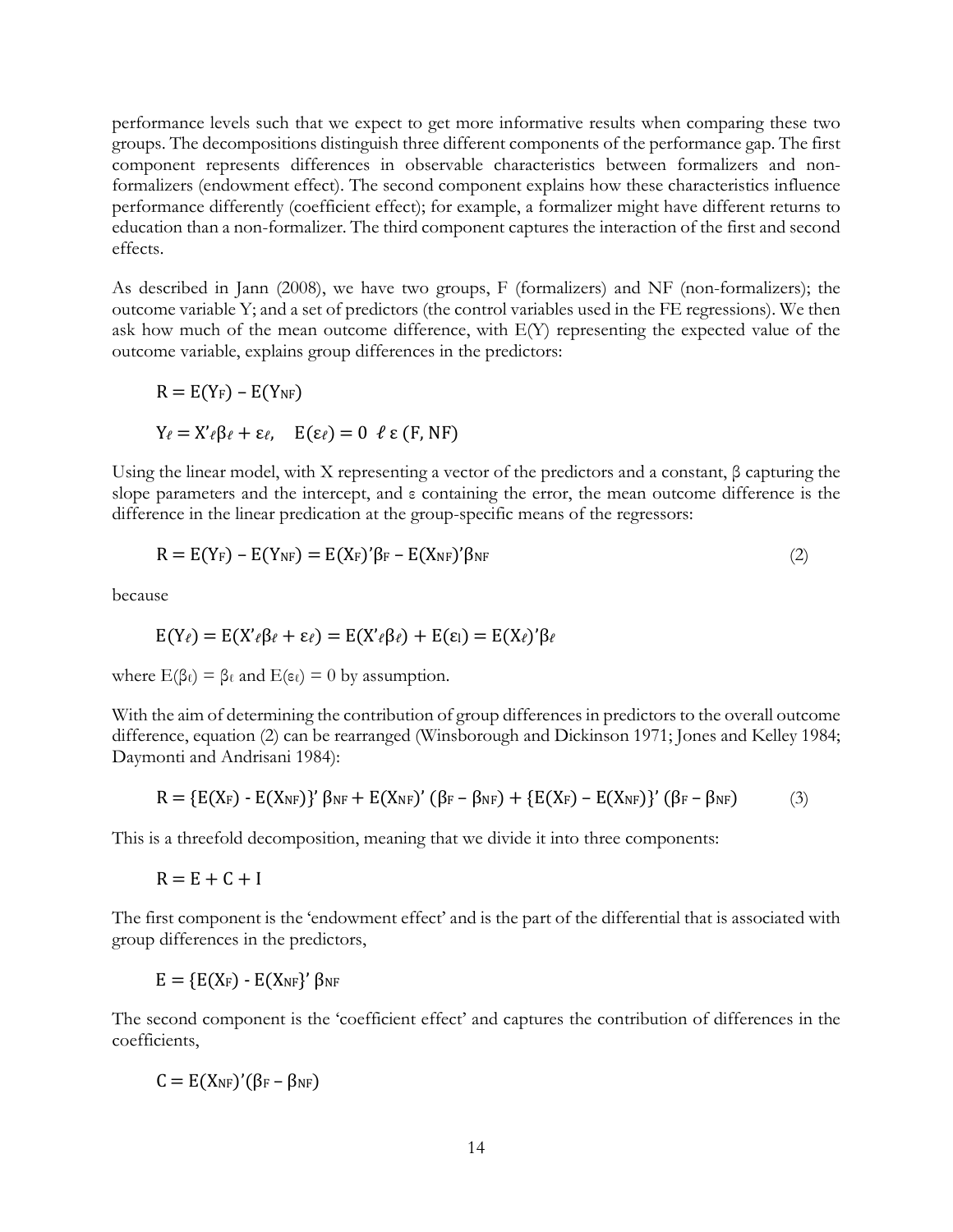performance levels such that we expect to get more informative results when comparing these two groups. The decompositions distinguish three different components of the performance gap. The first component represents differences in observable characteristics between formalizers and non-formalizers (endowment effect). The second component explains how these characteristics influence performance differently (coefficient effect); for example, a formalizer might have different returns to education than a non-formalizer. The third component captures the interaction of the first and second effects.

As described in Jann (2008), we have two groups, F (formalizers) and NF (non-formalizers); the outcome variable Y; and a set of predictors (the control variables used in the FE regressions). We then ask how much of the mean outcome difference, with E(Y) representing the expected value of the outcome variable, explains group differences in the predictors:

$$R = E(Y_F) - E(Y_{NF})$$

$$Y_\ell = X'_\ell \beta_\ell + \varepsilon_\ell, \quad E(\varepsilon_\ell) = 0 \;\; \ell \; \varepsilon \; (F, NF)$$

Using the linear model, with X representing a vector of the predictors and a constant, β capturing the slope parameters and the intercept, and ε containing the error, the mean outcome difference is the difference in the linear predication at the group-specific means of the regressors:

$$R = E(Y_F) - E(Y_{NF}) = E(X_F)'\beta_F - E(X_{NF})'\beta_{NF} \tag{2}$$

because

$$E(Y_\ell) = E(X'_\ell \beta_\ell + \varepsilon_\ell) = E(X'_\ell \beta_\ell) + E(\varepsilon_l) = E(X_\ell)'\beta_\ell$$

where $E(\beta_\ell) = \beta_\ell$ and $E(\varepsilon_\ell) = 0$ by assumption.

With the aim of determining the contribution of group differences in predictors to the overall outcome difference, equation (2) can be rearranged (Winsborough and Dickinson 1971; Jones and Kelley 1984; Daymonti and Andrisani 1984):

$$R = \{E(X_F) - E(X_{NF})\}'\,\beta_{NF} + E(X_{NF})'\,(\beta_F - \beta_{NF}) + \{E(X_F) - E(X_{NF})\}'\,(\beta_F - \beta_{NF}) \tag{3}$$

This is a threefold decomposition, meaning that we divide it into three components:

$$R = E + C + I$$

The first component is the 'endowment effect' and is the part of the differential that is associated with group differences in the predictors,

$$E = \{E(X_F) - E(X_{NF}\}'\,\beta_{NF}$$

The second component is the 'coefficient effect' and captures the contribution of differences in the coefficients,

$$C = E(X_{NF})'(\beta_F - \beta_{NF})$$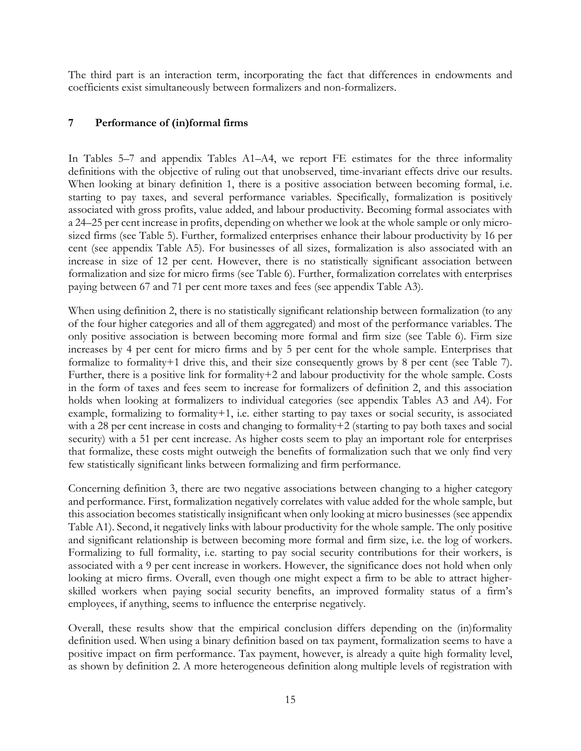The third part is an interaction term, incorporating the fact that differences in endowments and coefficients exist simultaneously between formalizers and non-formalizers.

## 7 Performance of (in)formal firms

In Tables 5–7 and appendix Tables A1–A4, we report FE estimates for the three informality definitions with the objective of ruling out that unobserved, time-invariant effects drive our results. When looking at binary definition 1, there is a positive association between becoming formal, i.e. starting to pay taxes, and several performance variables. Specifically, formalization is positively associated with gross profits, value added, and labour productivity. Becoming formal associates with a 24–25 per cent increase in profits, depending on whether we look at the whole sample or only micro-sized firms (see Table 5). Further, formalized enterprises enhance their labour productivity by 16 per cent (see appendix Table A5). For businesses of all sizes, formalization is also associated with an increase in size of 12 per cent. However, there is no statistically significant association between formalization and size for micro firms (see Table 6). Further, formalization correlates with enterprises paying between 67 and 71 per cent more taxes and fees (see appendix Table A3).

When using definition 2, there is no statistically significant relationship between formalization (to any of the four higher categories and all of them aggregated) and most of the performance variables. The only positive association is between becoming more formal and firm size (see Table 6). Firm size increases by 4 per cent for micro firms and by 5 per cent for the whole sample. Enterprises that formalize to formality+1 drive this, and their size consequently grows by 8 per cent (see Table 7). Further, there is a positive link for formality+2 and labour productivity for the whole sample. Costs in the form of taxes and fees seem to increase for formalizers of definition 2, and this association holds when looking at formalizers to individual categories (see appendix Tables A3 and A4). For example, formalizing to formality+1, i.e. either starting to pay taxes or social security, is associated with a 28 per cent increase in costs and changing to formality+2 (starting to pay both taxes and social security) with a 51 per cent increase. As higher costs seem to play an important role for enterprises that formalize, these costs might outweigh the benefits of formalization such that we only find very few statistically significant links between formalizing and firm performance.

Concerning definition 3, there are two negative associations between changing to a higher category and performance. First, formalization negatively correlates with value added for the whole sample, but this association becomes statistically insignificant when only looking at micro businesses (see appendix Table A1). Second, it negatively links with labour productivity for the whole sample. The only positive and significant relationship is between becoming more formal and firm size, i.e. the log of workers. Formalizing to full formality, i.e. starting to pay social security contributions for their workers, is associated with a 9 per cent increase in workers. However, the significance does not hold when only looking at micro firms. Overall, even though one might expect a firm to be able to attract higher-skilled workers when paying social security benefits, an improved formality status of a firm's employees, if anything, seems to influence the enterprise negatively.

Overall, these results show that the empirical conclusion differs depending on the (in)formality definition used. When using a binary definition based on tax payment, formalization seems to have a positive impact on firm performance. Tax payment, however, is already a quite high formality level, as shown by definition 2. A more heterogeneous definition along multiple levels of registration with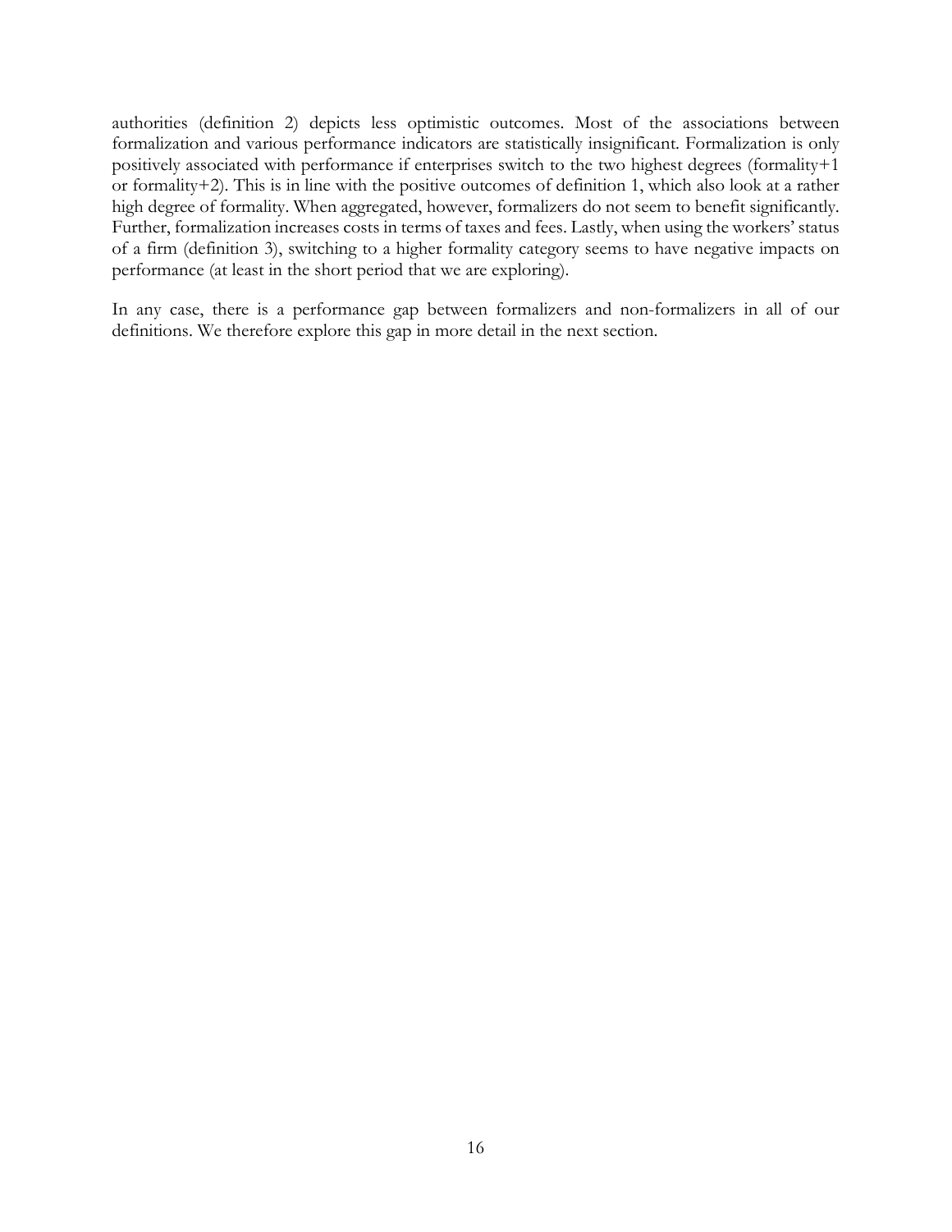authorities (definition 2) depicts less optimistic outcomes. Most of the associations between formalization and various performance indicators are statistically insignificant. Formalization is only positively associated with performance if enterprises switch to the two highest degrees (formality+1 or formality+2). This is in line with the positive outcomes of definition 1, which also look at a rather high degree of formality. When aggregated, however, formalizers do not seem to benefit significantly. Further, formalization increases costs in terms of taxes and fees. Lastly, when using the workers' status of a firm (definition 3), switching to a higher formality category seems to have negative impacts on performance (at least in the short period that we are exploring).

In any case, there is a performance gap between formalizers and non-formalizers in all of our definitions. We therefore explore this gap in more detail in the next section.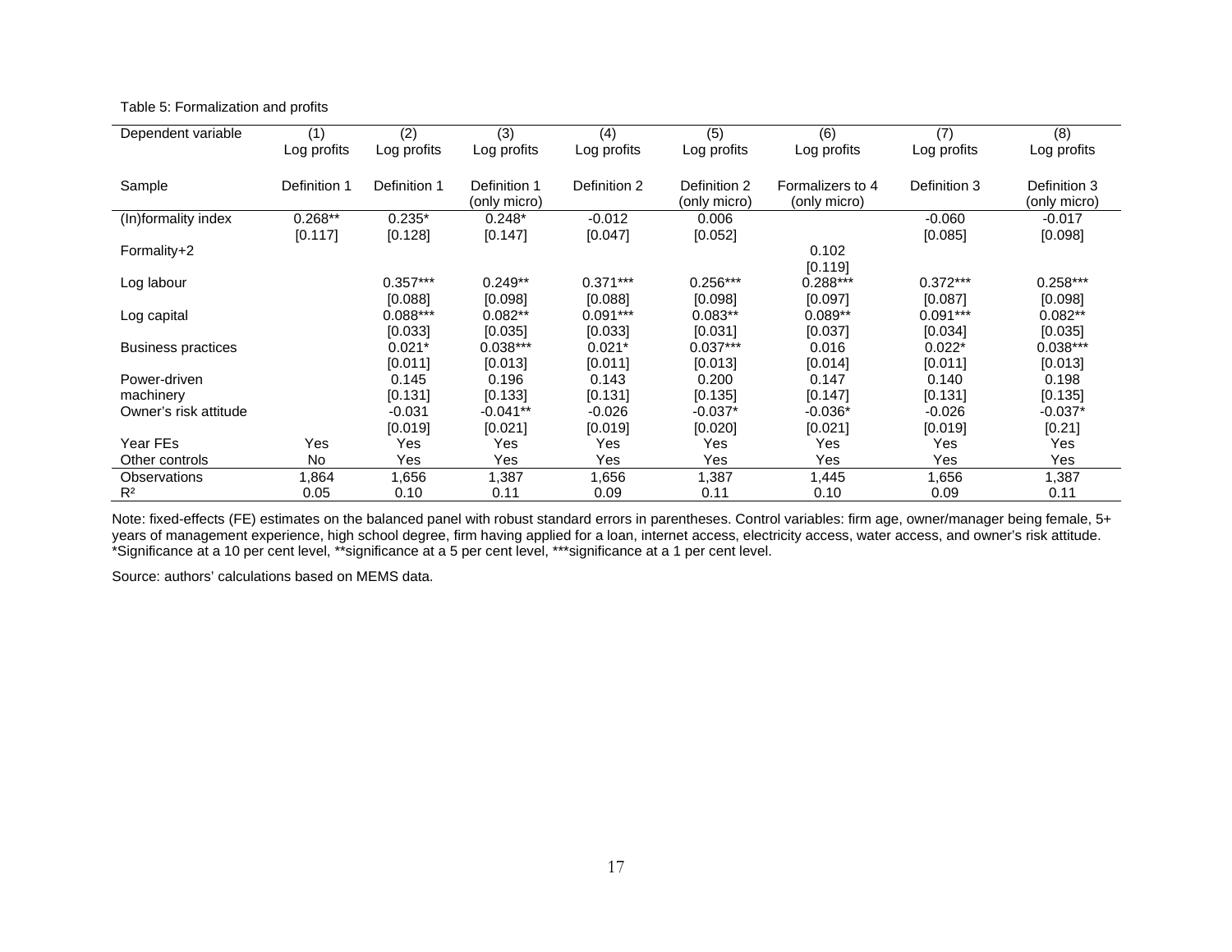Table 5: Formalization and profits

| Dependent variable | (1) Log profits | (2) Log profits | (3) Log profits | (4) Log profits | (5) Log profits | (6) Log profits | (7) Log profits | (8) Log profits |
|---|---|---|---|---|---|---|---|---|
| Sample | Definition 1 | Definition 1 | Definition 1 (only micro) | Definition 2 | Definition 2 (only micro) | Formalizers to 4 (only micro) | Definition 3 | Definition 3 (only micro) |
| (In)formality index | 0.268** | 0.235* | 0.248* | -0.012 | 0.006 | | -0.060 | -0.017 |
| | [0.117] | [0.128] | [0.147] | [0.047] | [0.052] | | [0.085] | [0.098] |
| Formality+2 | | | | | | 0.102 | | |
| | | | | | | [0.119] | | |
| Log labour | | 0.357*** | 0.249** | 0.371*** | 0.256*** | 0.288*** | 0.372*** | 0.258*** |
| | | [0.088] | [0.098] | [0.088] | [0.098] | [0.097] | [0.087] | [0.098] |
| Log capital | | 0.088*** | 0.082** | 0.091*** | 0.083** | 0.089** | 0.091*** | 0.082** |
| | | [0.033] | [0.035] | [0.033] | [0.031] | [0.037] | [0.034] | [0.035] |
| Business practices | | 0.021* | 0.038*** | 0.021* | 0.037*** | 0.016 | 0.022* | 0.038*** |
| | | [0.011] | [0.013] | [0.011] | [0.013] | [0.014] | [0.011] | [0.013] |
| Power-driven machinery | | 0.145 | 0.196 | 0.143 | 0.200 | 0.147 | 0.140 | 0.198 |
| | | [0.131] | [0.133] | [0.131] | [0.135] | [0.147] | [0.131] | [0.135] |
| Owner's risk attitude | | -0.031 | -0.041** | -0.026 | -0.037* | -0.036* | -0.026 | -0.037* |
| | | [0.019] | [0.021] | [0.019] | [0.020] | [0.021] | [0.019] | [0.21] |
| Year FEs | Yes | Yes | Yes | Yes | Yes | Yes | Yes | Yes |
| Other controls | No | Yes | Yes | Yes | Yes | Yes | Yes | Yes |
| Observations | 1,864 | 1,656 | 1,387 | 1,656 | 1,387 | 1,445 | 1,656 | 1,387 |
| $R^2$ | 0.05 | 0.10 | 0.11 | 0.09 | 0.11 | 0.10 | 0.09 | 0.11 |

Note: fixed-effects (FE) estimates on the balanced panel with robust standard errors in parentheses. Control variables: firm age, owner/manager being female, 5+ years of management experience, high school degree, firm having applied for a loan, internet access, electricity access, water access, and owner's risk attitude. *Significance at a 10 per cent level, **significance at a 5 per cent level, ***significance at a 1 per cent level.

Source: authors' calculations based on MEMS data.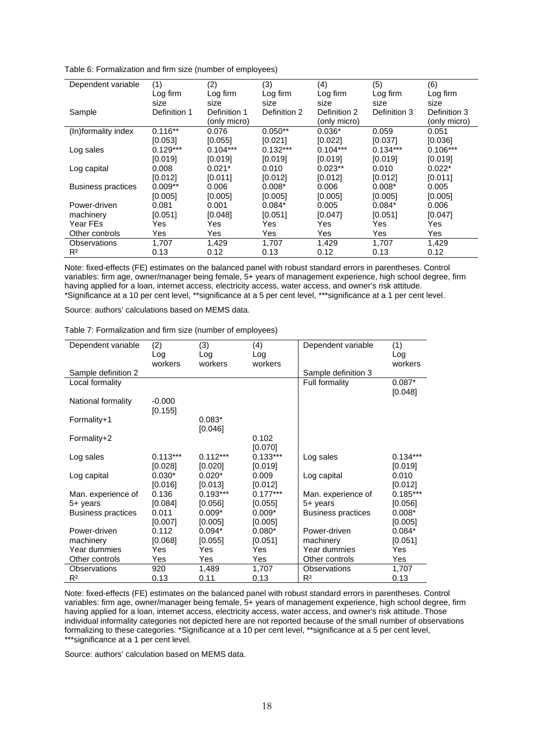Table 6: Formalization and firm size (number of employees)

| Dependent variable | (1) Log firm size | (2) Log firm size | (3) Log firm size | (4) Log firm size | (5) Log firm size | (6) Log firm size |
|---|---|---|---|---|---|---|
| Sample | Definition 1 | Definition 1 (only micro) | Definition 2 | Definition 2 (only micro) | Definition 3 | Definition 3 (only micro) |
| (In)formality index | 0.116** | 0.076 | 0.050** | 0.036* | 0.059 | 0.051 |
| | [0.053] | [0.055] | [0.021] | [0.022] | [0.037] | [0.036] |
| Log sales | 0.129*** | 0.104*** | 0.132*** | 0.104*** | 0.134*** | 0.106*** |
| | [0.019] | [0.019] | [0.019] | [0.019] | [0.019] | [0.019] |
| Log capital | 0.008 | 0.021* | 0.010 | 0.023** | 0.010 | 0.022* |
| | [0.012] | [0.011] | [0.012] | [0.012] | [0.012] | [0.011] |
| Business practices | 0.009** | 0.006 | 0.008* | 0.006 | 0.008* | 0.005 |
| | [0.005] | [0.005] | [0.005] | [0.005] | [0.005] | [0.005] |
| Power-driven machinery | 0.081 | 0.001 | 0.084* | 0.005 | 0.084* | 0.006 |
| | [0.051] | [0.048] | [0.051] | [0.047] | [0.051] | [0.047] |
| Year FEs | Yes | Yes | Yes | Yes | Yes | Yes |
| Other controls | Yes | Yes | Yes | Yes | Yes | Yes |
| Observations | 1,707 | 1,429 | 1,707 | 1,429 | 1,707 | 1,429 |
| $R^2$ | 0.13 | 0.12 | 0.13 | 0.12 | 0.13 | 0.12 |

Note: fixed-effects (FE) estimates on the balanced panel with robust standard errors in parentheses. Control variables: firm age, owner/manager being female, 5+ years of management experience, high school degree, firm having applied for a loan, internet access, electricity access, water access, and owner's risk attitude. *Significance at a 10 per cent level, **significance at a 5 per cent level, ***significance at a 1 per cent level.

Source: authors' calculations based on MEMS data.

Table 7: Formalization and firm size (number of employees)

| Dependent variable | (2) Log workers | (3) Log workers | (4) Log workers | Dependent variable | (1) Log workers |
|---|---|---|---|---|---|
| Sample definition 2 | | | | Sample definition 3 | |
| Local formality | | | | Full formality | 0.087* |
| | | | | | [0.048] |
| National formality | -0.000 | | | | |
| | [0.155] | | | | |
| Formality+1 | | 0.083* | | | |
| | | [0.046] | | | |
| Formality+2 | | | 0.102 | | |
| | | | [0.070] | | |
| Log sales | 0.113*** | 0.112*** | 0.133*** | Log sales | 0.134*** |
| | [0.028] | [0.020] | [0.019] | | [0.019] |
| Log capital | 0.030* | 0.020* | 0.009 | Log capital | 0.010 |
| | [0.016] | [0.013] | [0.012] | | [0.012] |
| Man. experience of 5+ years | 0.136 | 0.193*** | 0.177*** | Man. experience of 5+ years | 0.185*** |
| | [0.084] | [0.056] | [0.055] | | [0.056] |
| Business practices | 0.011 | 0.009* | 0.009* | Business practices | 0.008* |
| | [0.007] | [0.005] | [0.005] | | [0.005] |
| Power-driven machinery | 0.112 | 0.094* | 0.080* | Power-driven machinery | 0.084* |
| | [0.068] | [0.055] | [0.051] | | [0.051] |
| Year dummies | Yes | Yes | Yes | Year dummies | Yes |
| Other controls | Yes | Yes | Yes | Other controls | Yes |
| Observations | 920 | 1,489 | 1,707 | Observations | 1,707 |
| $R^2$ | 0.13 | 0.11 | 0.13 | $R^2$ | 0.13 |

Note: fixed-effects (FE) estimates on the balanced panel with robust standard errors in parentheses. Control variables: firm age, owner/manager being female, 5+ years of management experience, high school degree, firm having applied for a loan, internet access, electricity access, water access, and owner's risk attitude. Those individual informality categories not depicted here are not reported because of the small number of observations formalizing to these categories. *Significance at a 10 per cent level, **significance at a 5 per cent level, ***significance at a 1 per cent level.

Source: authors' calculation based on MEMS data.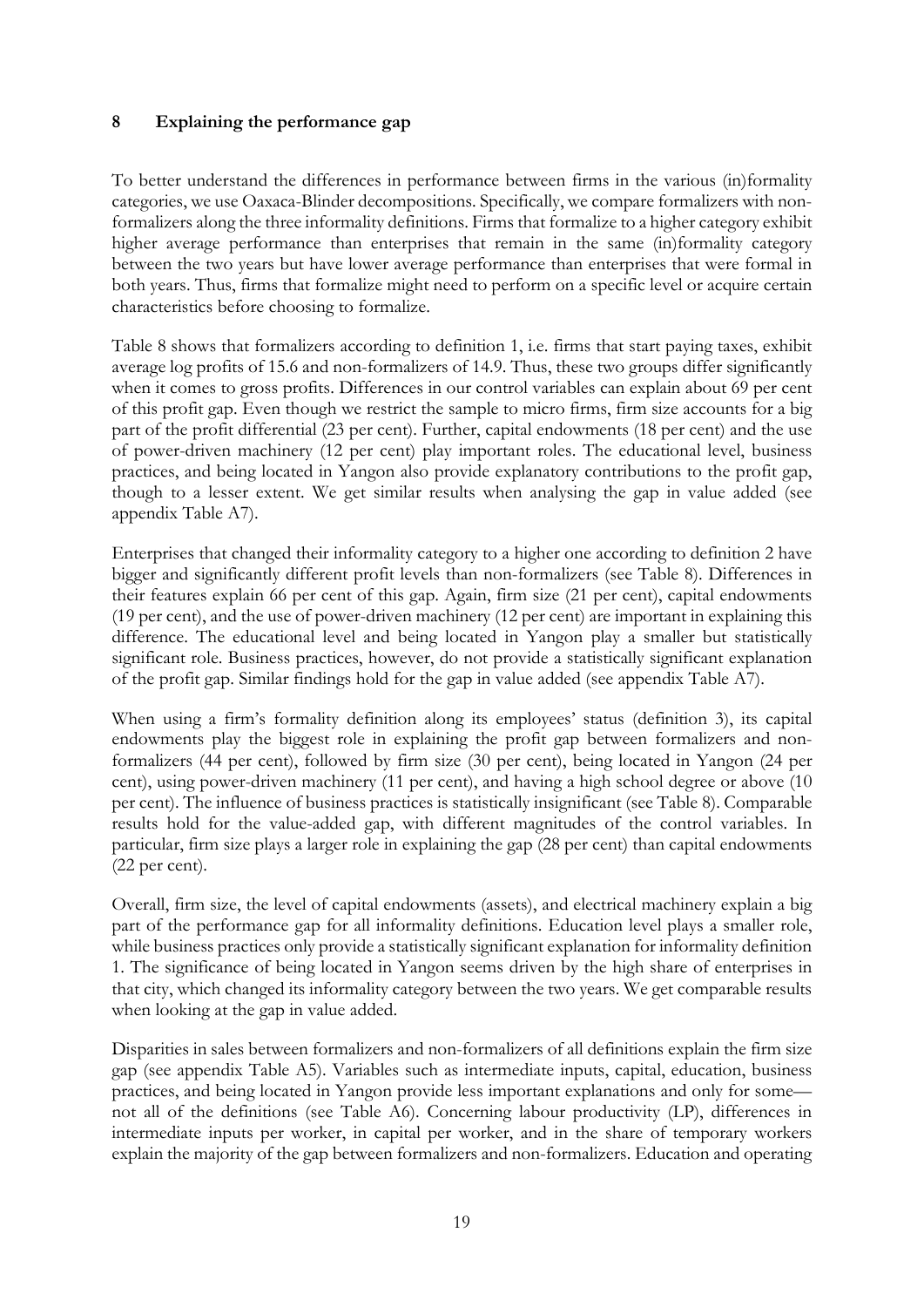## 8 Explaining the performance gap

To better understand the differences in performance between firms in the various (in)formality categories, we use Oaxaca-Blinder decompositions. Specifically, we compare formalizers with non-formalizers along the three informality definitions. Firms that formalize to a higher category exhibit higher average performance than enterprises that remain in the same (in)formality category between the two years but have lower average performance than enterprises that were formal in both years. Thus, firms that formalize might need to perform on a specific level or acquire certain characteristics before choosing to formalize.

Table 8 shows that formalizers according to definition 1, i.e. firms that start paying taxes, exhibit average log profits of 15.6 and non-formalizers of 14.9. Thus, these two groups differ significantly when it comes to gross profits. Differences in our control variables can explain about 69 per cent of this profit gap. Even though we restrict the sample to micro firms, firm size accounts for a big part of the profit differential (23 per cent). Further, capital endowments (18 per cent) and the use of power-driven machinery (12 per cent) play important roles. The educational level, business practices, and being located in Yangon also provide explanatory contributions to the profit gap, though to a lesser extent. We get similar results when analysing the gap in value added (see appendix Table A7).

Enterprises that changed their informality category to a higher one according to definition 2 have bigger and significantly different profit levels than non-formalizers (see Table 8). Differences in their features explain 66 per cent of this gap. Again, firm size (21 per cent), capital endowments (19 per cent), and the use of power-driven machinery (12 per cent) are important in explaining this difference. The educational level and being located in Yangon play a smaller but statistically significant role. Business practices, however, do not provide a statistically significant explanation of the profit gap. Similar findings hold for the gap in value added (see appendix Table A7).

When using a firm's formality definition along its employees' status (definition 3), its capital endowments play the biggest role in explaining the profit gap between formalizers and non-formalizers (44 per cent), followed by firm size (30 per cent), being located in Yangon (24 per cent), using power-driven machinery (11 per cent), and having a high school degree or above (10 per cent). The influence of business practices is statistically insignificant (see Table 8). Comparable results hold for the value-added gap, with different magnitudes of the control variables. In particular, firm size plays a larger role in explaining the gap (28 per cent) than capital endowments (22 per cent).

Overall, firm size, the level of capital endowments (assets), and electrical machinery explain a big part of the performance gap for all informality definitions. Education level plays a smaller role, while business practices only provide a statistically significant explanation for informality definition 1. The significance of being located in Yangon seems driven by the high share of enterprises in that city, which changed its informality category between the two years. We get comparable results when looking at the gap in value added.

Disparities in sales between formalizers and non-formalizers of all definitions explain the firm size gap (see appendix Table A5). Variables such as intermediate inputs, capital, education, business practices, and being located in Yangon provide less important explanations and only for some—not all of the definitions (see Table A6). Concerning labour productivity (LP), differences in intermediate inputs per worker, in capital per worker, and in the share of temporary workers explain the majority of the gap between formalizers and non-formalizers. Education and operating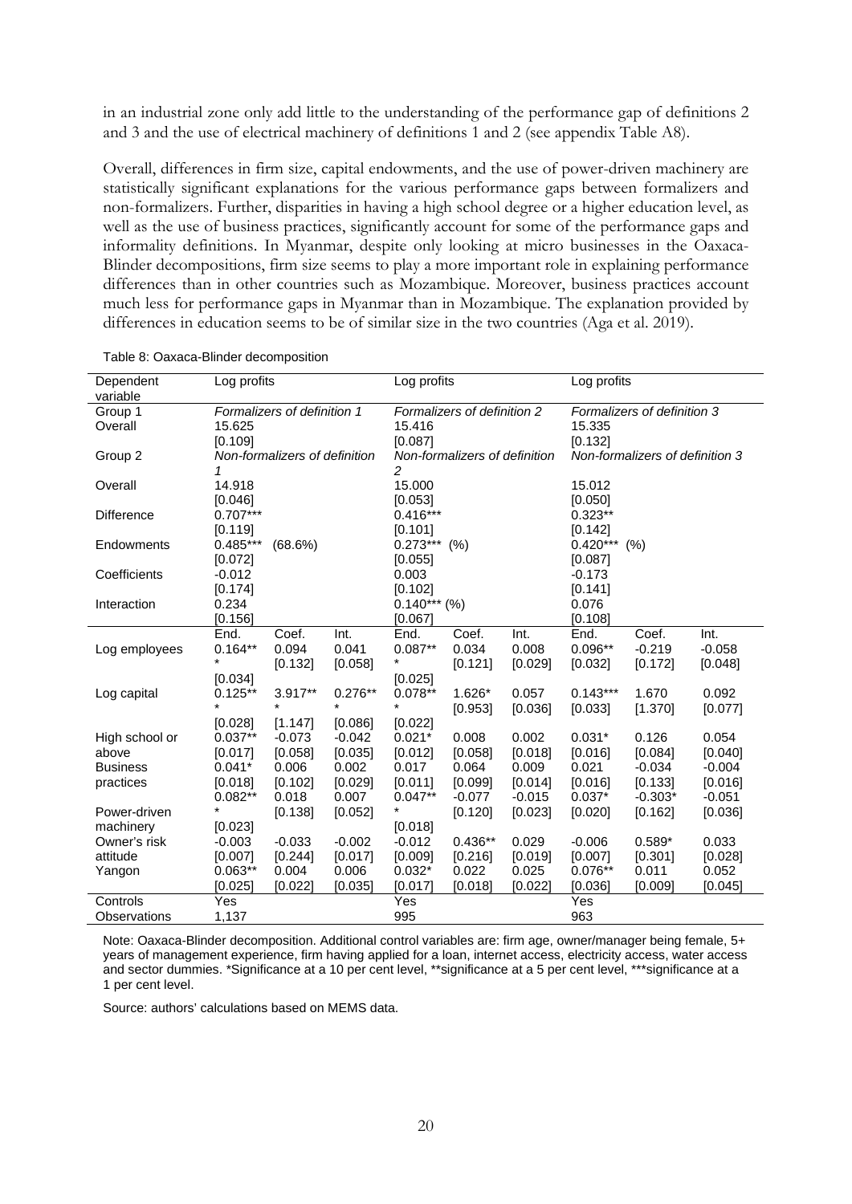in an industrial zone only add little to the understanding of the performance gap of definitions 2 and 3 and the use of electrical machinery of definitions 1 and 2 (see appendix Table A8).

Overall, differences in firm size, capital endowments, and the use of power-driven machinery are statistically significant explanations for the various performance gaps between formalizers and non-formalizers. Further, disparities in having a high school degree or a higher education level, as well as the use of business practices, significantly account for some of the performance gaps and informality definitions. In Myanmar, despite only looking at micro businesses in the Oaxaca-Blinder decompositions, firm size seems to play a more important role in explaining performance differences than in other countries such as Mozambique. Moreover, business practices account much less for performance gaps in Myanmar than in Mozambique. The explanation provided by differences in education seems to be of similar size in the two countries (Aga et al. 2019).

Table 8: Oaxaca-Blinder decomposition

| Dependent variable | Log profits | | | Log profits | | | Log profits | | |
|---|---|---|---|---|---|---|---|---|---|
| Group 1 | *Formalizers of definition 1* | | | *Formalizers of definition 2* | | | *Formalizers of definition 3* | | |
| Overall | 15.625 | | | 15.416 | | | 15.335 | | |
| | [0.109] | | | [0.087] | | | [0.132] | | |
| Group 2 | *Non-formalizers of definition 1* | | | *Non-formalizers of definition 2* | | | *Non-formalizers of definition 3* | | |
| Overall | 14.918 | | | 15.000 | | | 15.012 | | |
| | [0.046] | | | [0.053] | | | [0.050] | | |
| Difference | 0.707*** | | | 0.416*** | | | 0.323** | | |
| | [0.119] | | | [0.101] | | | [0.142] | | |
| Endowments | 0.485*** | (68.6%) | | 0.273*** | (%) | | 0.420*** | (%) | |
| | [0.072] | | | [0.055] | | | [0.087] | | |
| Coefficients | -0.012 | | | 0.003 | | | -0.173 | | |
| | [0.174] | | | [0.102] | | | [0.141] | | |
| Interaction | 0.234 | | | 0.140*** (%) | | | 0.076 | | |
| | [0.156] | | | [0.067] | | | [0.108] | | |
| | End. | Coef. | Int. | End. | Coef. | Int. | End. | Coef. | Int. |
| Log employees | 0.164*** | 0.094 | 0.041 | 0.087*** | 0.034 | 0.008 | 0.096** | -0.219 | -0.058 |
| | [0.034] | [0.132] | [0.058] | [0.025] | [0.121] | [0.029] | [0.032] | [0.172] | [0.048] |
| Log capital | 0.125*** | 3.917*** | 0.276*** | 0.078*** | 1.626* | 0.057 | 0.143*** | 1.670 | 0.092 |
| | [0.028] | [1.147] | [0.086] | [0.022] | [0.953] | [0.036] | [0.033] | [1.370] | [0.077] |
| High school or above | 0.037** | -0.073 | -0.042 | 0.021* | 0.008 | 0.002 | 0.031* | 0.126 | 0.054 |
| | [0.017] | [0.058] | [0.035] | [0.012] | [0.058] | [0.018] | [0.016] | [0.084] | [0.040] |
| Business practices | 0.041* | 0.006 | 0.002 | 0.017 | 0.064 | 0.009 | 0.021 | -0.034 | -0.004 |
| | [0.018] | [0.102] | [0.029] | [0.011] | [0.099] | [0.014] | [0.016] | [0.133] | [0.016] |
| Power-driven machinery | 0.082*** | 0.018 | 0.007 | 0.047*** | -0.077 | -0.015 | 0.037* | -0.303* | -0.051 |
| | [0.023] | [0.138] | [0.052] | [0.018] | [0.120] | [0.023] | [0.020] | [0.162] | [0.036] |
| Owner's risk attitude | -0.003 | -0.033 | -0.002 | -0.012 | 0.436** | 0.029 | -0.006 | 0.589* | 0.033 |
| | [0.007] | [0.244] | [0.017] | [0.009] | [0.216] | [0.019] | [0.007] | [0.301] | [0.028] |
| Yangon | 0.063** | 0.004 | 0.006 | 0.032* | 0.022 | 0.025 | 0.076** | 0.011 | 0.052 |
| | [0.025] | [0.022] | [0.035] | [0.017] | [0.018] | [0.022] | [0.036] | [0.009] | [0.045] |
| Controls | Yes | | | Yes | | | Yes | | |
| Observations | 1,137 | | | 995 | | | 963 | | |

Note: Oaxaca-Blinder decomposition. Additional control variables are: firm age, owner/manager being female, 5+ years of management experience, firm having applied for a loan, internet access, electricity access, water access and sector dummies. *Significance at a 10 per cent level, **significance at a 5 per cent level, ***significance at a 1 per cent level.

Source: authors' calculations based on MEMS data.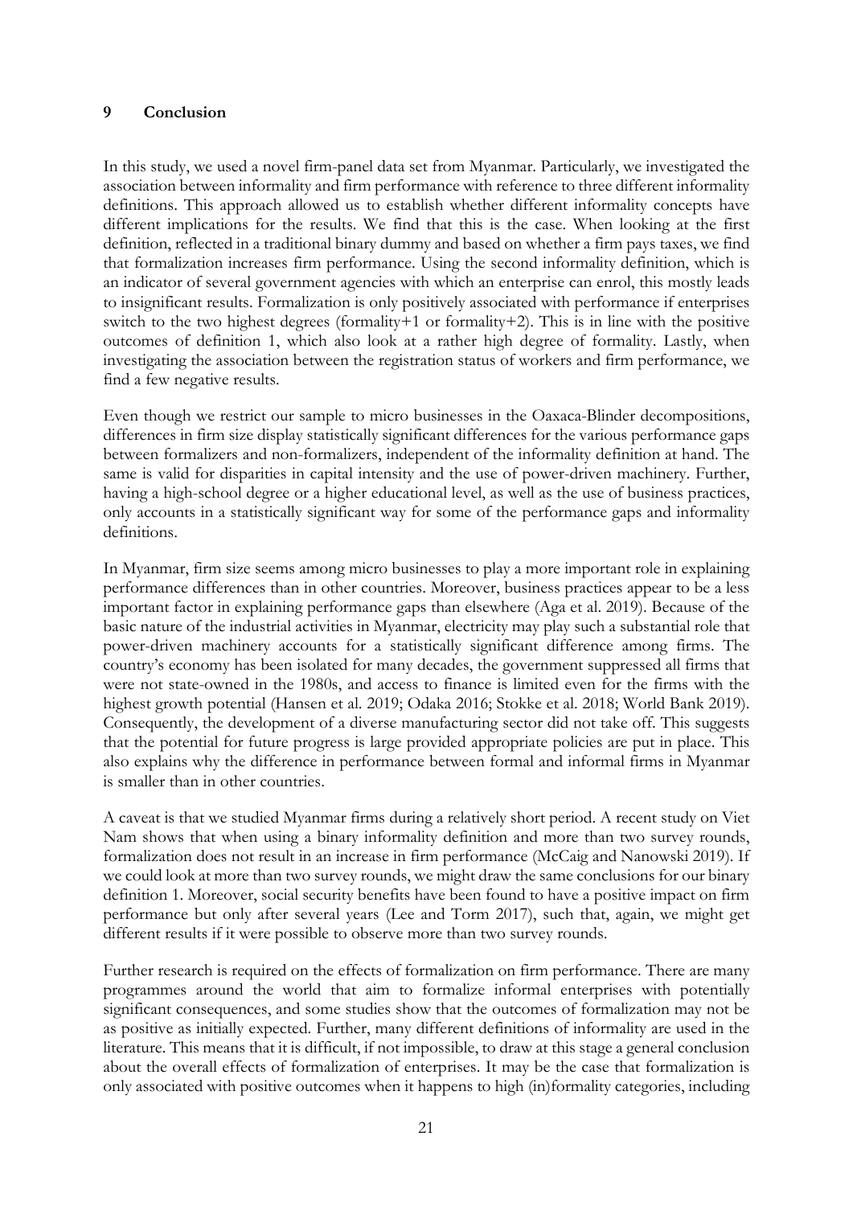## 9 Conclusion

In this study, we used a novel firm-panel data set from Myanmar. Particularly, we investigated the association between informality and firm performance with reference to three different informality definitions. This approach allowed us to establish whether different informality concepts have different implications for the results. We find that this is the case. When looking at the first definition, reflected in a traditional binary dummy and based on whether a firm pays taxes, we find that formalization increases firm performance. Using the second informality definition, which is an indicator of several government agencies with which an enterprise can enrol, this mostly leads to insignificant results. Formalization is only positively associated with performance if enterprises switch to the two highest degrees (formality+1 or formality+2). This is in line with the positive outcomes of definition 1, which also look at a rather high degree of formality. Lastly, when investigating the association between the registration status of workers and firm performance, we find a few negative results.

Even though we restrict our sample to micro businesses in the Oaxaca-Blinder decompositions, differences in firm size display statistically significant differences for the various performance gaps between formalizers and non-formalizers, independent of the informality definition at hand. The same is valid for disparities in capital intensity and the use of power-driven machinery. Further, having a high-school degree or a higher educational level, as well as the use of business practices, only accounts in a statistically significant way for some of the performance gaps and informality definitions.

In Myanmar, firm size seems among micro businesses to play a more important role in explaining performance differences than in other countries. Moreover, business practices appear to be a less important factor in explaining performance gaps than elsewhere (Aga et al. 2019). Because of the basic nature of the industrial activities in Myanmar, electricity may play such a substantial role that power-driven machinery accounts for a statistically significant difference among firms. The country's economy has been isolated for many decades, the government suppressed all firms that were not state-owned in the 1980s, and access to finance is limited even for the firms with the highest growth potential (Hansen et al. 2019; Odaka 2016; Stokke et al. 2018; World Bank 2019). Consequently, the development of a diverse manufacturing sector did not take off. This suggests that the potential for future progress is large provided appropriate policies are put in place. This also explains why the difference in performance between formal and informal firms in Myanmar is smaller than in other countries.

A caveat is that we studied Myanmar firms during a relatively short period. A recent study on Viet Nam shows that when using a binary informality definition and more than two survey rounds, formalization does not result in an increase in firm performance (McCaig and Nanowski 2019). If we could look at more than two survey rounds, we might draw the same conclusions for our binary definition 1. Moreover, social security benefits have been found to have a positive impact on firm performance but only after several years (Lee and Torm 2017), such that, again, we might get different results if it were possible to observe more than two survey rounds.

Further research is required on the effects of formalization on firm performance. There are many programmes around the world that aim to formalize informal enterprises with potentially significant consequences, and some studies show that the outcomes of formalization may not be as positive as initially expected. Further, many different definitions of informality are used in the literature. This means that it is difficult, if not impossible, to draw at this stage a general conclusion about the overall effects of formalization of enterprises. It may be the case that formalization is only associated with positive outcomes when it happens to high (in)formality categories, including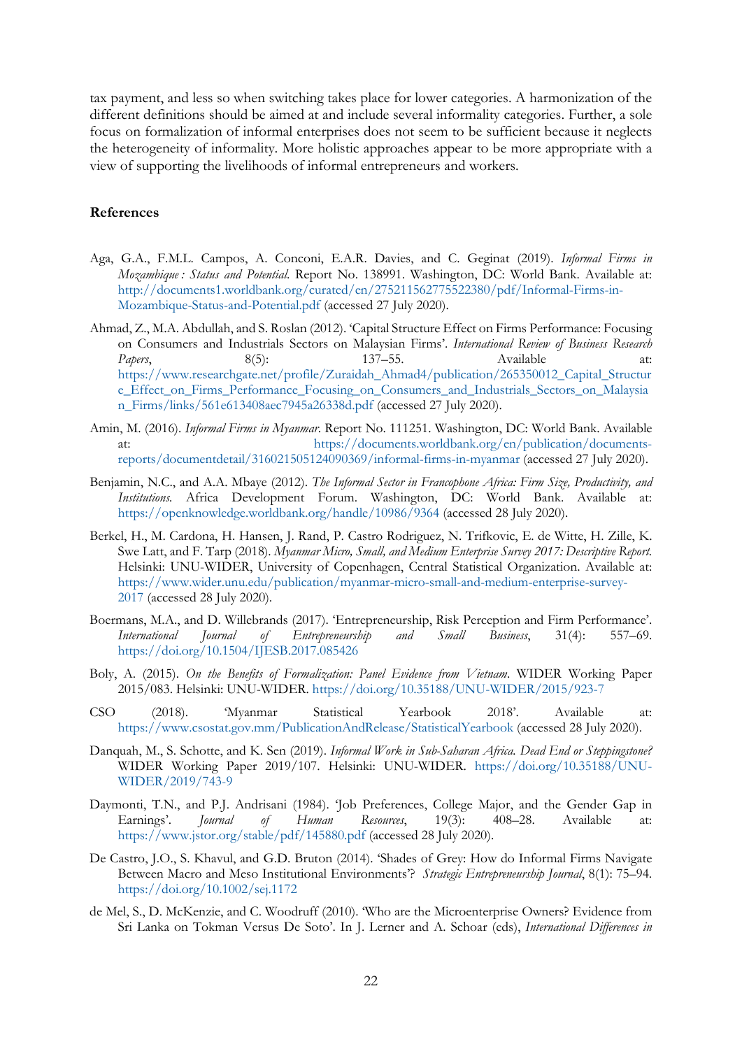tax payment, and less so when switching takes place for lower categories. A harmonization of the different definitions should be aimed at and include several informality categories. Further, a sole focus on formalization of informal enterprises does not seem to be sufficient because it neglects the heterogeneity of informality. More holistic approaches appear to be more appropriate with a view of supporting the livelihoods of informal entrepreneurs and workers.

## References

Aga, G.A., F.M.L. Campos, A. Conconi, E.A.R. Davies, and C. Geginat (2019). *Informal Firms in Mozambique : Status and Potential*. Report No. 138991. Washington, DC: World Bank. Available at: http://documents1.worldbank.org/curated/en/275211562775522380/pdf/Informal-Firms-in-Mozambique-Status-and-Potential.pdf (accessed 27 July 2020).

Ahmad, Z., M.A. Abdullah, and S. Roslan (2012). 'Capital Structure Effect on Firms Performance: Focusing on Consumers and Industrials Sectors on Malaysian Firms'. *International Review of Business Research Papers*, 8(5): 137–55. Available at: https://www.researchgate.net/profile/Zuraidah_Ahmad4/publication/265350012_Capital_Structure_Effect_on_Firms_Performance_Focusing_on_Consumers_and_Industrials_Sectors_on_Malaysian_Firms/links/561e613408aec7945a26338d.pdf (accessed 27 July 2020).

Amin, M. (2016). *Informal Firms in Myanmar*. Report No. 111251. Washington, DC: World Bank. Available at: https://documents.worldbank.org/en/publication/documents-reports/documentdetail/316021505124090369/informal-firms-in-myanmar (accessed 27 July 2020).

Benjamin, N.C., and A.A. Mbaye (2012). *The Informal Sector in Francophone Africa: Firm Size, Productivity, and Institutions*. Africa Development Forum. Washington, DC: World Bank. Available at: https://openknowledge.worldbank.org/handle/10986/9364 (accessed 28 July 2020).

Berkel, H., M. Cardona, H. Hansen, J. Rand, P. Castro Rodriguez, N. Trifkovic, E. de Witte, H. Zille, K. Swe Latt, and F. Tarp (2018). *Myanmar Micro, Small, and Medium Enterprise Survey 2017: Descriptive Report*. Helsinki: UNU-WIDER, University of Copenhagen, Central Statistical Organization. Available at: https://www.wider.unu.edu/publication/myanmar-micro-small-and-medium-enterprise-survey-2017 (accessed 28 July 2020).

Boermans, M.A., and D. Willebrands (2017). 'Entrepreneurship, Risk Perception and Firm Performance'. *International Journal of Entrepreneurship and Small Business*, 31(4): 557–69. https://doi.org/10.1504/IJESB.2017.085426

Boly, A. (2015). *On the Benefits of Formalization: Panel Evidence from Vietnam*. WIDER Working Paper 2015/083. Helsinki: UNU-WIDER. https://doi.org/10.35188/UNU-WIDER/2015/923-7

CSO (2018). 'Myanmar Statistical Yearbook 2018'. Available at: https://www.csostat.gov.mm/PublicationAndRelease/StatisticalYearbook (accessed 28 July 2020).

Danquah, M., S. Schotte, and K. Sen (2019). *Informal Work in Sub-Saharan Africa. Dead End or Steppingstone?* WIDER Working Paper 2019/107. Helsinki: UNU-WIDER. https://doi.org/10.35188/UNU-WIDER/2019/743-9

Daymonti, T.N., and P.J. Andrisani (1984). 'Job Preferences, College Major, and the Gender Gap in Earnings'. *Journal of Human Resources*, 19(3): 408–28. Available at: https://www.jstor.org/stable/pdf/145880.pdf (accessed 28 July 2020).

De Castro, J.O., S. Khavul, and G.D. Bruton (2014). 'Shades of Grey: How do Informal Firms Navigate Between Macro and Meso Institutional Environments'? *Strategic Entrepreneurship Journal*, 8(1): 75–94. https://doi.org/10.1002/sej.1172

de Mel, S., D. McKenzie, and C. Woodruff (2010). 'Who are the Microenterprise Owners? Evidence from Sri Lanka on Tokman Versus De Soto'. In J. Lerner and A. Schoar (eds), *International Differences in*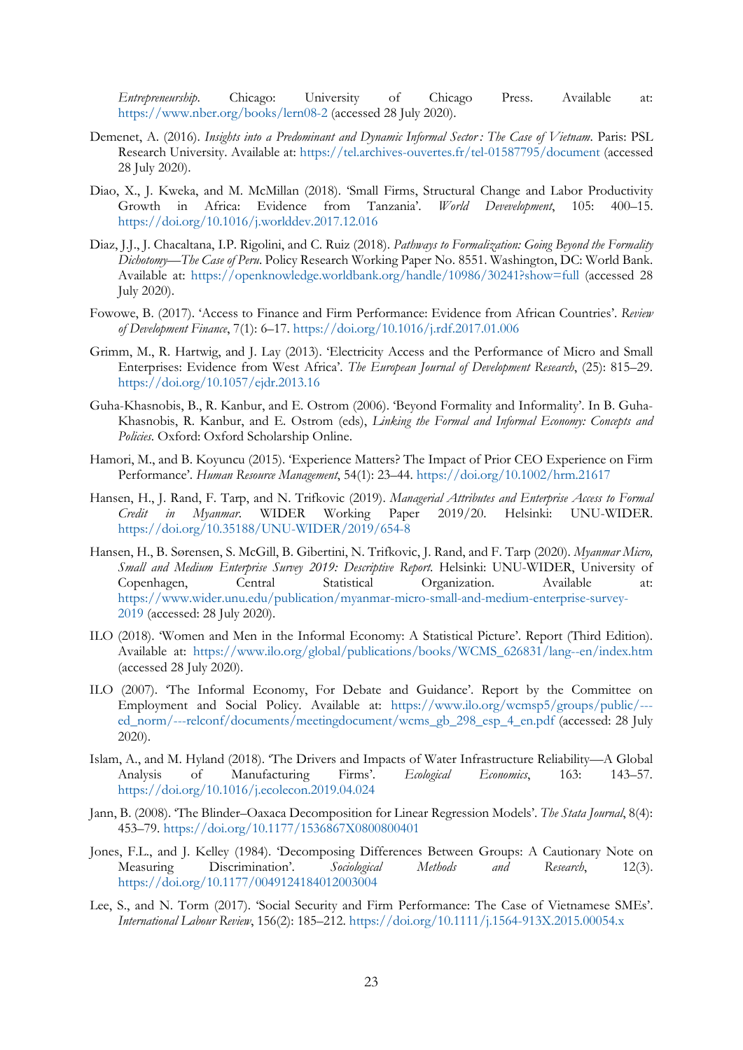*Entrepreneurship*. Chicago: University of Chicago Press. Available at: https://www.nber.org/books/lern08-2 (accessed 28 July 2020).

Demenet, A. (2016). *Insights into a Predominant and Dynamic Informal Sector : The Case of Vietnam*. Paris: PSL Research University. Available at: https://tel.archives-ouvertes.fr/tel-01587795/document (accessed 28 July 2020).

Diao, X., J. Kweka, and M. McMillan (2018). 'Small Firms, Structural Change and Labor Productivity Growth in Africa: Evidence from Tanzania'. *World Devevelopment*, 105: 400–15. https://doi.org/10.1016/j.worlddev.2017.12.016

Diaz, J.J., J. Chacaltana, I.P. Rigolini, and C. Ruiz (2018). *Pathways to Formalization: Going Beyond the Formality Dichotomy—The Case of Peru*. Policy Research Working Paper No. 8551. Washington, DC: World Bank. Available at: https://openknowledge.worldbank.org/handle/10986/30241?show=full (accessed 28 July 2020).

Fowowe, B. (2017). 'Access to Finance and Firm Performance: Evidence from African Countries'. *Review of Development Finance*, 7(1): 6–17. https://doi.org/10.1016/j.rdf.2017.01.006

Grimm, M., R. Hartwig, and J. Lay (2013). 'Electricity Access and the Performance of Micro and Small Enterprises: Evidence from West Africa'. *The European Journal of Development Research*, (25): 815–29. https://doi.org/10.1057/ejdr.2013.16

Guha-Khasnobis, B., R. Kanbur, and E. Ostrom (2006). 'Beyond Formality and Informality'. In B. Guha-Khasnobis, R. Kanbur, and E. Ostrom (eds), *Linking the Formal and Informal Economy: Concepts and Policies*. Oxford: Oxford Scholarship Online.

Hamori, M., and B. Koyuncu (2015). 'Experience Matters? The Impact of Prior CEO Experience on Firm Performance'. *Human Resource Management*, 54(1): 23–44. https://doi.org/10.1002/hrm.21617

Hansen, H., J. Rand, F. Tarp, and N. Trifkovic (2019). *Managerial Attributes and Enterprise Access to Formal Credit in Myanmar*. WIDER Working Paper 2019/20. Helsinki: UNU-WIDER. https://doi.org/10.35188/UNU-WIDER/2019/654-8

Hansen, H., B. Sørensen, S. McGill, B. Gibertini, N. Trifkovic, J. Rand, and F. Tarp (2020). *Myanmar Micro, Small and Medium Enterprise Survey 2019: Descriptive Report*. Helsinki: UNU-WIDER, University of Copenhagen, Central Statistical Organization. Available at: https://www.wider.unu.edu/publication/myanmar-micro-small-and-medium-enterprise-survey-2019 (accessed: 28 July 2020).

ILO (2018). 'Women and Men in the Informal Economy: A Statistical Picture'. Report (Third Edition). Available at: https://www.ilo.org/global/publications/books/WCMS_626831/lang--en/index.htm (accessed 28 July 2020).

ILO (2007). 'The Informal Economy, For Debate and Guidance'. Report by the Committee on Employment and Social Policy. Available at: https://www.ilo.org/wcmsp5/groups/public/---ed_norm/---relconf/documents/meetingdocument/wcms_gb_298_esp_4_en.pdf (accessed: 28 July 2020).

Islam, A., and M. Hyland (2018). 'The Drivers and Impacts of Water Infrastructure Reliability—A Global Analysis of Manufacturing Firms'. *Ecological Economics*, 163: 143–57. https://doi.org/10.1016/j.ecolecon.2019.04.024

Jann, B. (2008). 'The Blinder–Oaxaca Decomposition for Linear Regression Models'. *The Stata Journal*, 8(4): 453–79. https://doi.org/10.1177/1536867X0800800401

Jones, F.L., and J. Kelley (1984). 'Decomposing Differences Between Groups: A Cautionary Note on Measuring Discrimination'. *Sociological Methods and Research*, 12(3). https://doi.org/10.1177/0049124184012003004

Lee, S., and N. Torm (2017). 'Social Security and Firm Performance: The Case of Vietnamese SMEs'. *International Labour Review*, 156(2): 185–212. https://doi.org/10.1111/j.1564-913X.2015.00054.x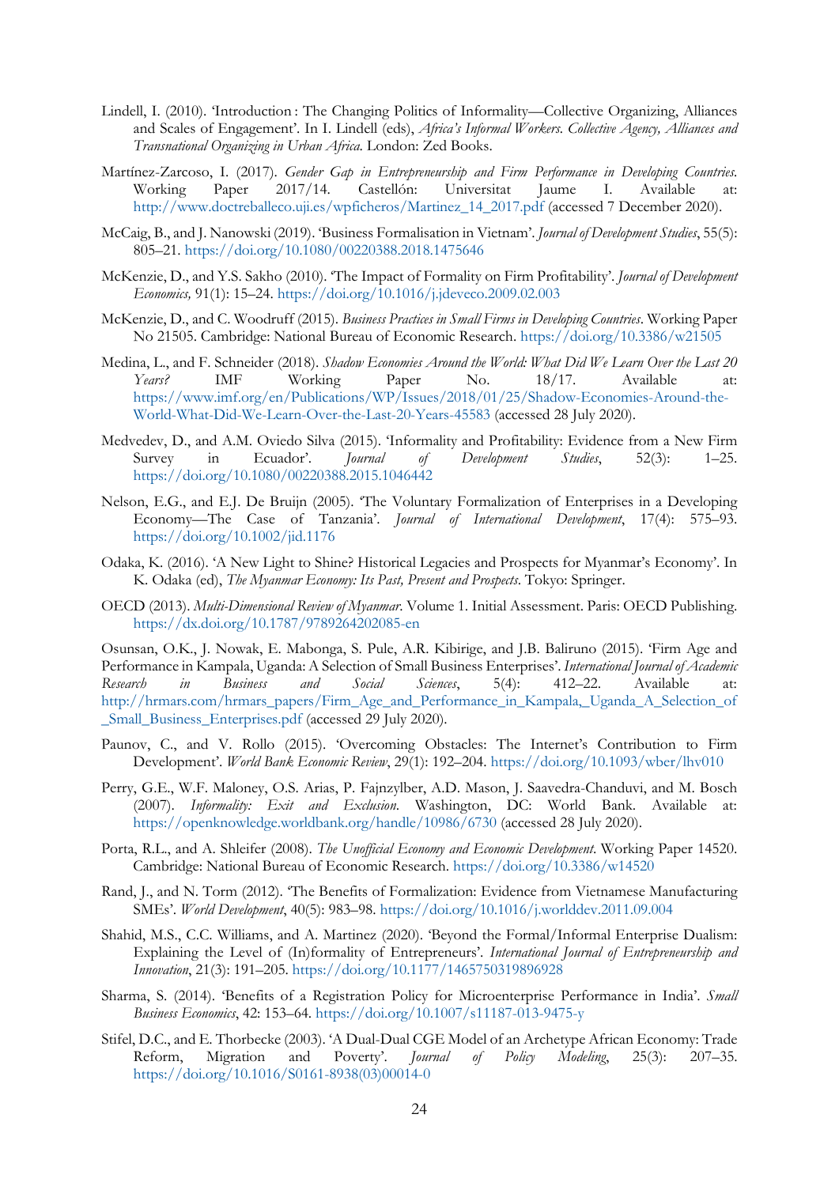Lindell, I. (2010). 'Introduction : The Changing Politics of Informality—Collective Organizing, Alliances and Scales of Engagement'. In I. Lindell (eds), *Africa's Informal Workers. Collective Agency, Alliances and Transnational Organizing in Urban Africa*. London: Zed Books.

Martínez-Zarcoso, I. (2017). *Gender Gap in Entrepreneurship and Firm Performance in Developing Countries.* Working Paper 2017/14. Castellón: Universitat Jaume I. Available at: http://www.doctreballeco.uji.es/wpficheros/Martinez_14_2017.pdf (accessed 7 December 2020).

McCaig, B., and J. Nanowski (2019). 'Business Formalisation in Vietnam'. *Journal of Development Studies*, 55(5): 805–21. https://doi.org/10.1080/00220388.2018.1475646

McKenzie, D., and Y.S. Sakho (2010). 'The Impact of Formality on Firm Profitability'. *Journal of Development Economics,* 91(1): 15–24. https://doi.org/10.1016/j.jdeveco.2009.02.003

McKenzie, D., and C. Woodruff (2015). *Business Practices in Small Firms in Developing Countries*. Working Paper No 21505. Cambridge: National Bureau of Economic Research. https://doi.org/10.3386/w21505

Medina, L., and F. Schneider (2018). *Shadow Economies Around the World: What Did We Learn Over the Last 20 Years?* IMF Working Paper No. 18/17. Available at: https://www.imf.org/en/Publications/WP/Issues/2018/01/25/Shadow-Economies-Around-the-World-What-Did-We-Learn-Over-the-Last-20-Years-45583 (accessed 28 July 2020).

Medvedev, D., and A.M. Oviedo Silva (2015). 'Informality and Profitability: Evidence from a New Firm Survey in Ecuador'. *Journal of Development Studies*, 52(3): 1–25. https://doi.org/10.1080/00220388.2015.1046442

Nelson, E.G., and E.J. De Bruijn (2005). 'The Voluntary Formalization of Enterprises in a Developing Economy—The Case of Tanzania'. *Journal of International Development*, 17(4): 575–93. https://doi.org/10.1002/jid.1176

Odaka, K. (2016). 'A New Light to Shine? Historical Legacies and Prospects for Myanmar's Economy'. In K. Odaka (ed), *The Myanmar Economy: Its Past, Present and Prospects*. Tokyo: Springer.

OECD (2013). *Multi-Dimensional Review of Myanmar.* Volume 1. Initial Assessment. Paris: OECD Publishing. https://dx.doi.org/10.1787/9789264202085-en

Osunsan, O.K., J. Nowak, E. Mabonga, S. Pule, A.R. Kibirige, and J.B. Baliruno (2015). 'Firm Age and Performance in Kampala, Uganda: A Selection of Small Business Enterprises'. *International Journal of Academic Research in Business and Social Sciences*, 5(4): 412–22. Available at: http://hrmars.com/hrmars_papers/Firm_Age_and_Performance_in_Kampala,_Uganda_A_Selection_of_Small_Business_Enterprises.pdf (accessed 29 July 2020).

Paunov, C., and V. Rollo (2015). 'Overcoming Obstacles: The Internet's Contribution to Firm Development'. *World Bank Economic Review*, 29(1): 192–204. https://doi.org/10.1093/wber/lhv010

Perry, G.E., W.F. Maloney, O.S. Arias, P. Fajnzylber, A.D. Mason, J. Saavedra-Chanduvi, and M. Bosch (2007). *Informality: Exit and Exclusion*. Washington, DC: World Bank. Available at: https://openknowledge.worldbank.org/handle/10986/6730 (accessed 28 July 2020).

Porta, R.L., and A. Shleifer (2008). *The Unofficial Economy and Economic Development*. Working Paper 14520. Cambridge: National Bureau of Economic Research. https://doi.org/10.3386/w14520

Rand, J., and N. Torm (2012). 'The Benefits of Formalization: Evidence from Vietnamese Manufacturing SMEs'. *World Development*, 40(5): 983–98. https://doi.org/10.1016/j.worlddev.2011.09.004

Shahid, M.S., C.C. Williams, and A. Martinez (2020). 'Beyond the Formal/Informal Enterprise Dualism: Explaining the Level of (In)formality of Entrepreneurs'. *International Journal of Entrepreneurship and Innovation*, 21(3): 191–205. https://doi.org/10.1177/1465750319896928

Sharma, S. (2014). 'Benefits of a Registration Policy for Microenterprise Performance in India'. *Small Business Economics*, 42: 153–64. https://doi.org/10.1007/s11187-013-9475-y

Stifel, D.C., and E. Thorbecke (2003). 'A Dual-Dual CGE Model of an Archetype African Economy: Trade Reform, Migration and Poverty'. *Journal of Policy Modeling*, 25(3): 207–35. https://doi.org/10.1016/S0161-8938(03)00014-0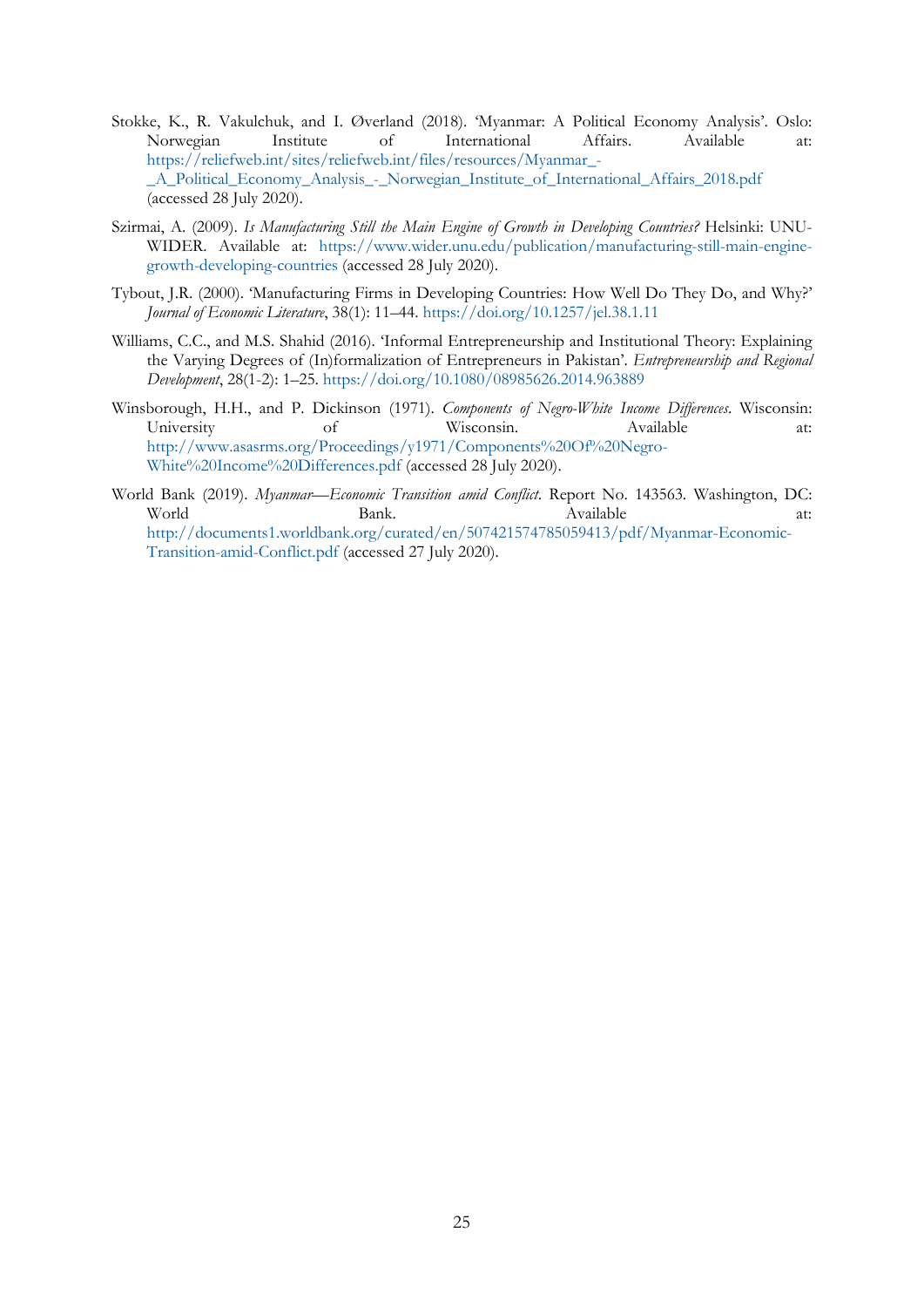Stokke, K., R. Vakulchuk, and I. Øverland (2018). 'Myanmar: A Political Economy Analysis'. Oslo: Norwegian Institute of International Affairs. Available at: https://reliefweb.int/sites/reliefweb.int/files/resources/Myanmar_-_A_Political_Economy_Analysis_-_Norwegian_Institute_of_International_Affairs_2018.pdf (accessed 28 July 2020).

Szirmai, A. (2009). *Is Manufacturing Still the Main Engine of Growth in Developing Countries?* Helsinki: UNU-WIDER. Available at: https://www.wider.unu.edu/publication/manufacturing-still-main-engine-growth-developing-countries (accessed 28 July 2020).

Tybout, J.R. (2000). 'Manufacturing Firms in Developing Countries: How Well Do They Do, and Why?' *Journal of Economic Literature*, 38(1): 11–44. https://doi.org/10.1257/jel.38.1.11

Williams, C.C., and M.S. Shahid (2016). 'Informal Entrepreneurship and Institutional Theory: Explaining the Varying Degrees of (In)formalization of Entrepreneurs in Pakistan'. *Entrepreneurship and Regional Development*, 28(1-2): 1–25. https://doi.org/10.1080/08985626.2014.963889

Winsborough, H.H., and P. Dickinson (1971). *Components of Negro-White Income Differences*. Wisconsin: University of Wisconsin. Available at: http://www.asasrms.org/Proceedings/y1971/Components%20Of%20Negro-White%20Income%20Differences.pdf (accessed 28 July 2020).

World Bank (2019). *Myanmar—Economic Transition amid Conflict*. Report No. 143563. Washington, DC: World Bank. Available at: http://documents1.worldbank.org/curated/en/507421574785059413/pdf/Myanmar-Economic-Transition-amid-Conflict.pdf (accessed 27 July 2020).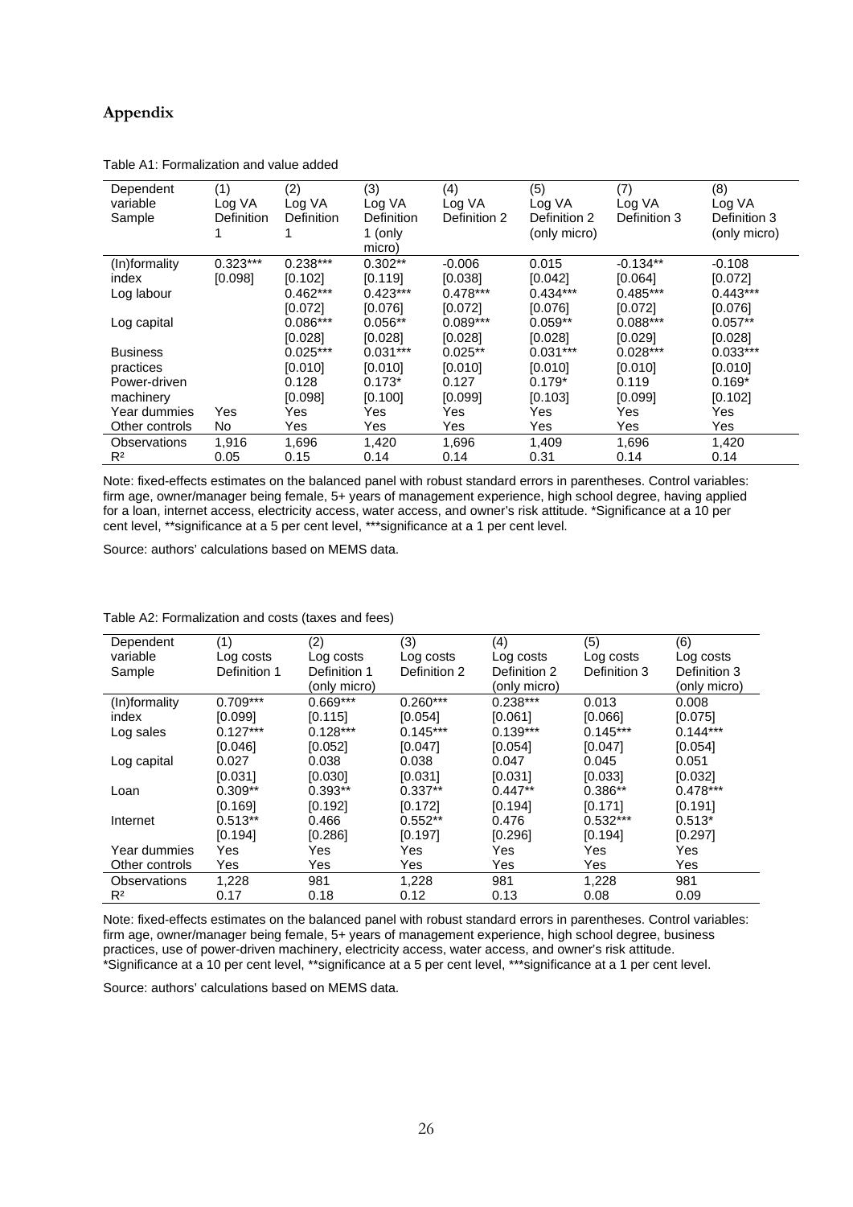# Appendix

Table A1: Formalization and value added

| Dependent variable | (1) Log VA | (2) Log VA | (3) Log VA | (4) Log VA | (5) Log VA | (7) Log VA | (8) Log VA |
|---|---|---|---|---|---|---|---|
| Sample | Definition 1 | Definition 1 | Definition 1 (only micro) | Definition 2 | Definition 2 (only micro) | Definition 3 | Definition 3 (only micro) |
| (In)formality index | 0.323*** | 0.238*** | 0.302** | -0.006 | 0.015 | -0.134** | -0.108 |
| | [0.098] | [0.102] | [0.119] | [0.038] | [0.042] | [0.064] | [0.072] |
| Log labour | | 0.462*** | 0.423*** | 0.478*** | 0.434*** | 0.485*** | 0.443*** |
| | | [0.072] | [0.076] | [0.072] | [0.076] | [0.072] | [0.076] |
| Log capital | | 0.086*** | 0.056** | 0.089*** | 0.059** | 0.088*** | 0.057** |
| | | [0.028] | [0.028] | [0.028] | [0.028] | [0.029] | [0.028] |
| Business practices | | 0.025*** | 0.031*** | 0.025** | 0.031*** | 0.028*** | 0.033*** |
| | | [0.010] | [0.010] | [0.010] | [0.010] | [0.010] | [0.010] |
| Power-driven machinery | | 0.128 | 0.173* | 0.127 | 0.179* | 0.119 | 0.169* |
| | | [0.098] | [0.100] | [0.099] | [0.103] | [0.099] | [0.102] |
| Year dummies | Yes | Yes | Yes | Yes | Yes | Yes | Yes |
| Other controls | No | Yes | Yes | Yes | Yes | Yes | Yes |
| Observations | 1,916 | 1,696 | 1,420 | 1,696 | 1,409 | 1,696 | 1,420 |
| $R^2$ | 0.05 | 0.15 | 0.14 | 0.14 | 0.31 | 0.14 | 0.14 |

Note: fixed-effects estimates on the balanced panel with robust standard errors in parentheses. Control variables: firm age, owner/manager being female, 5+ years of management experience, high school degree, having applied for a loan, internet access, electricity access, water access, and owner's risk attitude. *Significance at a 10 per cent level, **significance at a 5 per cent level, ***significance at a 1 per cent level.

Source: authors' calculations based on MEMS data.

Table A2: Formalization and costs (taxes and fees)

| Dependent variable | (1) Log costs | (2) Log costs | (3) Log costs | (4) Log costs | (5) Log costs | (6) Log costs |
|---|---|---|---|---|---|---|
| Sample | Definition 1 | Definition 1 (only micro) | Definition 2 | Definition 2 (only micro) | Definition 3 | Definition 3 (only micro) |
| (In)formality index | 0.709*** | 0.669*** | 0.260*** | 0.238*** | 0.013 | 0.008 |
| | [0.099] | [0.115] | [0.054] | [0.061] | [0.066] | [0.075] |
| Log sales | 0.127*** | 0.128*** | 0.145*** | 0.139*** | 0.145*** | 0.144*** |
| | [0.046] | [0.052] | [0.047] | [0.054] | [0.047] | [0.054] |
| Log capital | 0.027 | 0.038 | 0.038 | 0.047 | 0.045 | 0.051 |
| | [0.031] | [0.030] | [0.031] | [0.031] | [0.033] | [0.032] |
| Loan | 0.309** | 0.393** | 0.337** | 0.447** | 0.386** | 0.478*** |
| | [0.169] | [0.192] | [0.172] | [0.194] | [0.171] | [0.191] |
| Internet | 0.513** | 0.466 | 0.552** | 0.476 | 0.532*** | 0.513* |
| | [0.194] | [0.286] | [0.197] | [0.296] | [0.194] | [0.297] |
| Year dummies | Yes | Yes | Yes | Yes | Yes | Yes |
| Other controls | Yes | Yes | Yes | Yes | Yes | Yes |
| Observations | 1,228 | 981 | 1,228 | 981 | 1,228 | 981 |
| $R^2$ | 0.17 | 0.18 | 0.12 | 0.13 | 0.08 | 0.09 |

Note: fixed-effects estimates on the balanced panel with robust standard errors in parentheses. Control variables: firm age, owner/manager being female, 5+ years of management experience, high school degree, business practices, use of power-driven machinery, electricity access, water access, and owner's risk attitude. *Significance at a 10 per cent level, **significance at a 5 per cent level, ***significance at a 1 per cent level.

Source: authors' calculations based on MEMS data.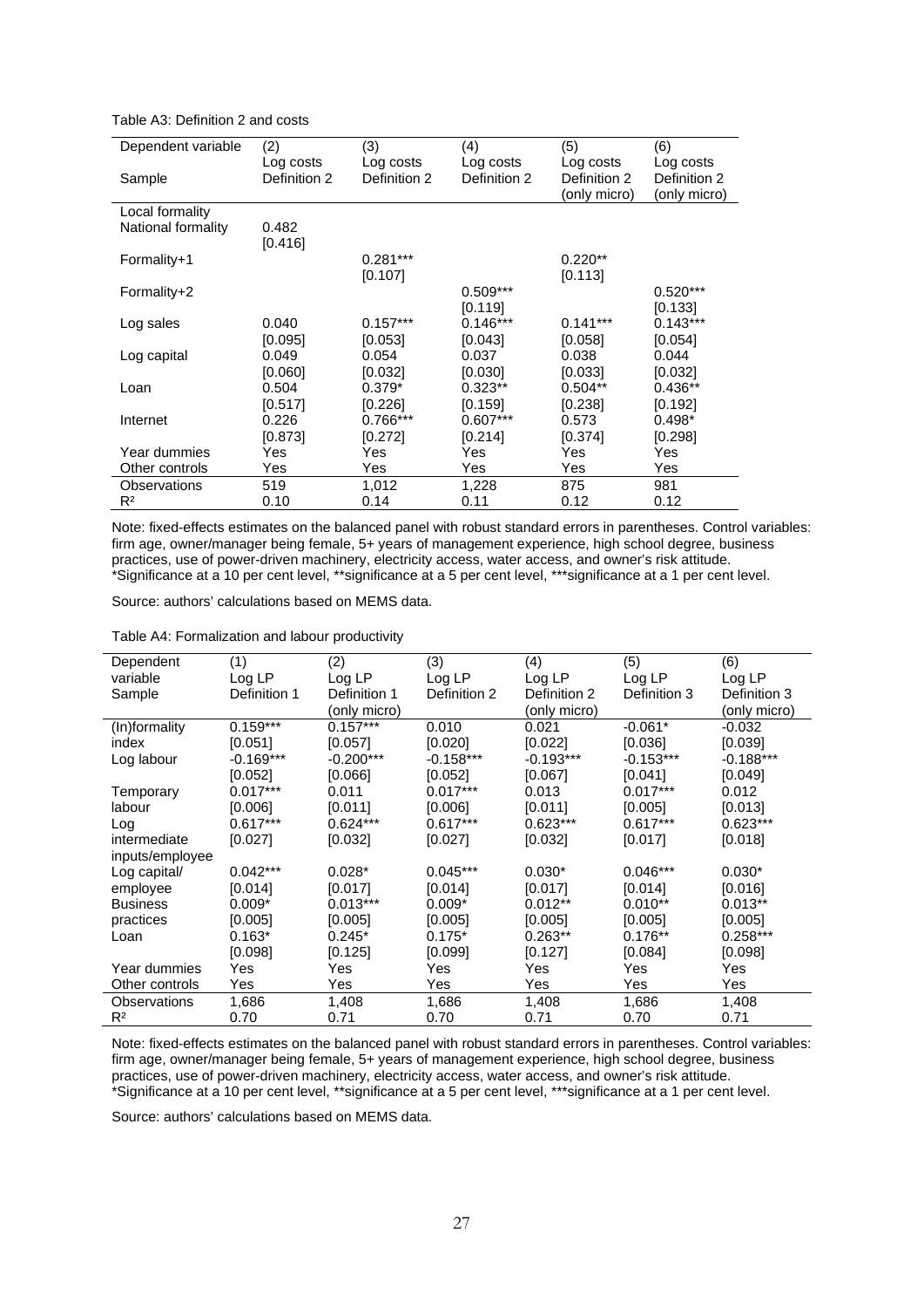Table A3: Definition 2 and costs

| Dependent variable | (2) Log costs | (3) Log costs | (4) Log costs | (5) Log costs | (6) Log costs |
|---|---|---|---|---|---|
| Sample | Definition 2 | Definition 2 | Definition 2 | Definition 2 (only micro) | Definition 2 (only micro) |
| Local formality | | | | | |
| National formality | 0.482 | | | | |
| | [0.416] | | | | |
| Formality+1 | | 0.281*** | | 0.220** | |
| | | [0.107] | | [0.113] | |
| Formality+2 | | | 0.509*** | | 0.520*** |
| | | | [0.119] | | [0.133] |
| Log sales | 0.040 | 0.157*** | 0.146*** | 0.141*** | 0.143*** |
| | [0.095] | [0.053] | [0.043] | [0.058] | [0.054] |
| Log capital | 0.049 | 0.054 | 0.037 | 0.038 | 0.044 |
| | [0.060] | [0.032] | [0.030] | [0.033] | [0.032] |
| Loan | 0.504 | 0.379* | 0.323** | 0.504** | 0.436** |
| | [0.517] | [0.226] | [0.159] | [0.238] | [0.192] |
| Internet | 0.226 | 0.766*** | 0.607*** | 0.573 | 0.498* |
| | [0.873] | [0.272] | [0.214] | [0.374] | [0.298] |
| Year dummies | Yes | Yes | Yes | Yes | Yes |
| Other controls | Yes | Yes | Yes | Yes | Yes |
| Observations | 519 | 1,012 | 1,228 | 875 | 981 |
| $R^2$ | 0.10 | 0.14 | 0.11 | 0.12 | 0.12 |

Note: fixed-effects estimates on the balanced panel with robust standard errors in parentheses. Control variables: firm age, owner/manager being female, 5+ years of management experience, high school degree, business practices, use of power-driven machinery, electricity access, water access, and owner's risk attitude. *Significance at a 10 per cent level, **significance at a 5 per cent level, ***significance at a 1 per cent level.

Source: authors' calculations based on MEMS data.

Table A4: Formalization and labour productivity

| Dependent variable | (1) Log LP | (2) Log LP | (3) Log LP | (4) Log LP | (5) Log LP | (6) Log LP |
|---|---|---|---|---|---|---|
| Sample | Definition 1 | Definition 1 (only micro) | Definition 2 | Definition 2 (only micro) | Definition 3 | Definition 3 (only micro) |
| (In)formality index | 0.159*** | 0.157*** | 0.010 | 0.021 | -0.061* | -0.032 |
| | [0.051] | [0.057] | [0.020] | [0.022] | [0.036] | [0.039] |
| Log labour | -0.169*** | -0.200*** | -0.158*** | -0.193*** | -0.153*** | -0.188*** |
| | [0.052] | [0.066] | [0.052] | [0.067] | [0.041] | [0.049] |
| Temporary labour | 0.017*** | 0.011 | 0.017*** | 0.013 | 0.017*** | 0.012 |
| | [0.006] | [0.011] | [0.006] | [0.011] | [0.005] | [0.013] |
| Log intermediate inputs/employee | 0.617*** | 0.624*** | 0.617*** | 0.623*** | 0.617*** | 0.623*** |
| | [0.027] | [0.032] | [0.027] | [0.032] | [0.017] | [0.018] |
| Log capital/ employee | 0.042*** | 0.028* | 0.045*** | 0.030* | 0.046*** | 0.030* |
| | [0.014] | [0.017] | [0.014] | [0.017] | [0.014] | [0.016] |
| Business practices | 0.009* | 0.013*** | 0.009* | 0.012** | 0.010** | 0.013** |
| | [0.005] | [0.005] | [0.005] | [0.005] | [0.005] | [0.005] |
| Loan | 0.163* | 0.245* | 0.175* | 0.263** | 0.176** | 0.258*** |
| | [0.098] | [0.125] | [0.099] | [0.127] | [0.084] | [0.098] |
| Year dummies | Yes | Yes | Yes | Yes | Yes | Yes |
| Other controls | Yes | Yes | Yes | Yes | Yes | Yes |
| Observations | 1,686 | 1,408 | 1,686 | 1,408 | 1,686 | 1,408 |
| $R^2$ | 0.70 | 0.71 | 0.70 | 0.71 | 0.70 | 0.71 |

Note: fixed-effects estimates on the balanced panel with robust standard errors in parentheses. Control variables: firm age, owner/manager being female, 5+ years of management experience, high school degree, business practices, use of power-driven machinery, electricity access, water access, and owner's risk attitude. *Significance at a 10 per cent level, **significance at a 5 per cent level, ***significance at a 1 per cent level.

Source: authors' calculations based on MEMS data.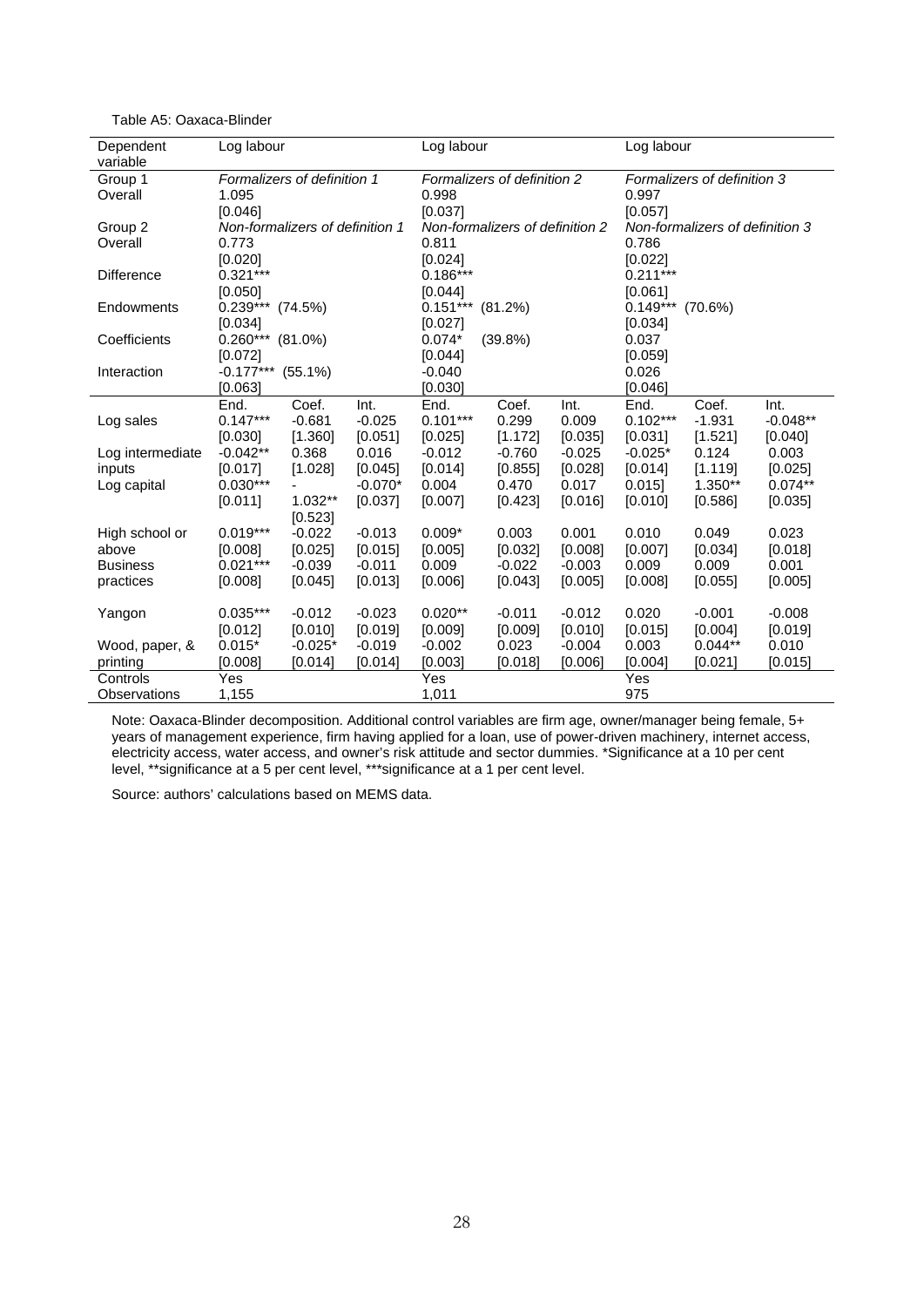Table A5: Oaxaca-Blinder

| Dependent variable | Log labour | | | Log labour | | | Log labour | | |
|---|---|---|---|---|---|---|---|---|---|
| Group 1 | *Formalizers of definition 1* | | | *Formalizers of definition 2* | | | *Formalizers of definition 3* | | |
| Overall | 1.095 | | | 0.998 | | | 0.997 | | |
| | [0.046] | | | [0.037] | | | [0.057] | | |
| Group 2 | *Non-formalizers of definition 1* | | | *Non-formalizers of definition 2* | | | *Non-formalizers of definition 3* | | |
| Overall | 0.773 | | | 0.811 | | | 0.786 | | |
| | [0.020] | | | [0.024] | | | [0.022] | | |
| Difference | 0.321*** | | | 0.186*** | | | 0.211*** | | |
| | [0.050] | | | [0.044] | | | [0.061] | | |
| Endowments | 0.239*** (74.5%) | | | 0.151*** (81.2%) | | | 0.149*** (70.6%) | | |
| | [0.034] | | | [0.027] | | | [0.034] | | |
| Coefficients | 0.260*** (81.0%) | | | 0.074* (39.8%) | | | 0.037 | | |
| | [0.072] | | | [0.044] | | | [0.059] | | |
| Interaction | -0.177*** (55.1%) | | | -0.040 | | | 0.026 | | |
| | [0.063] | | | [0.030] | | | [0.046] | | |
| | End. | Coef. | Int. | End. | Coef. | Int. | End. | Coef. | Int. |
| Log sales | 0.147*** | -0.681 | -0.025 | 0.101*** | 0.299 | 0.009 | 0.102*** | -1.931 | -0.048** |
| | [0.030] | [1.360] | [0.051] | [0.025] | [1.172] | [0.035] | [0.031] | [1.521] | [0.040] |
| Log intermediate inputs | -0.042** | 0.368 | 0.016 | -0.012 | -0.760 | -0.025 | -0.025* | 0.124 | 0.003 |
| | [0.017] | [1.028] | [0.045] | [0.014] | [0.855] | [0.028] | [0.014] | [1.119] | [0.025] |
| Log capital | 0.030*** | -1.032** | -0.070* | 0.004 | 0.470 | 0.017 | 0.015] | 1.350** | 0.074** |
| | [0.011] | [0.523] | [0.037] | [0.007] | [0.423] | [0.016] | [0.010] | [0.586] | [0.035] |
| High school or above | 0.019*** | -0.022 | -0.013 | 0.009* | 0.003 | 0.001 | 0.010 | 0.049 | 0.023 |
| | [0.008] | [0.025] | [0.015] | [0.005] | [0.032] | [0.008] | [0.007] | [0.034] | [0.018] |
| Business practices | 0.021*** | -0.039 | -0.011 | 0.009 | -0.022 | -0.003 | 0.009 | 0.009 | 0.001 |
| | [0.008] | [0.045] | [0.013] | [0.006] | [0.043] | [0.005] | [0.008] | [0.055] | [0.005] |
| Yangon | 0.035*** | -0.012 | -0.023 | 0.020** | -0.011 | -0.012 | 0.020 | -0.001 | -0.008 |
| | [0.012] | [0.010] | [0.019] | [0.009] | [0.009] | [0.010] | [0.015] | [0.004] | [0.019] |
| Wood, paper, & printing | 0.015* | -0.025* | -0.019 | -0.002 | 0.023 | -0.004 | 0.003 | 0.044** | 0.010 |
| | [0.008] | [0.014] | [0.014] | [0.003] | [0.018] | [0.006] | [0.004] | [0.021] | [0.015] |
| Controls | Yes | | | Yes | | | Yes | | |
| Observations | 1,155 | | | 1,011 | | | 975 | | |

Note: Oaxaca-Blinder decomposition. Additional control variables are firm age, owner/manager being female, 5+ years of management experience, firm having applied for a loan, use of power-driven machinery, internet access, electricity access, water access, and owner's risk attitude and sector dummies. *Significance at a 10 per cent level, **significance at a 5 per cent level, ***significance at a 1 per cent level.

Source: authors' calculations based on MEMS data.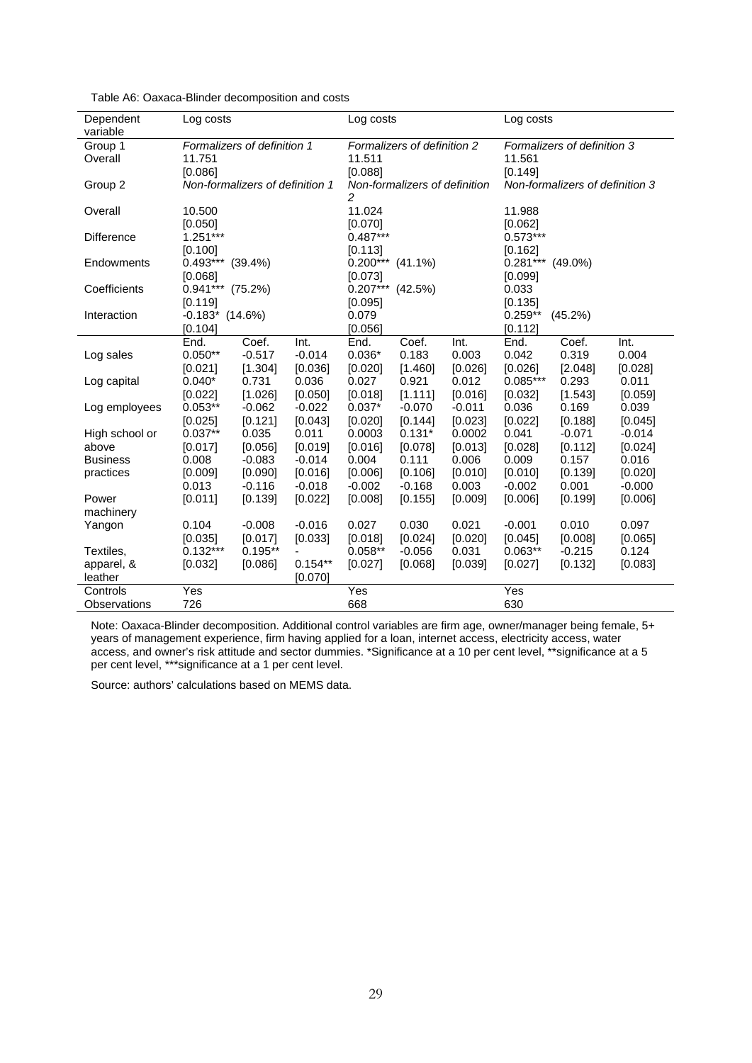Table A6: Oaxaca-Blinder decomposition and costs

| Dependent variable | Log costs | | | Log costs | | | Log costs | | |
|---|---|---|---|---|---|---|---|---|---|
| Group 1 | *Formalizers of definition 1* | | | *Formalizers of definition 2* | | | *Formalizers of definition 3* | | |
| Overall | 11.751 | | | 11.511 | | | 11.561 | | |
| | [0.086] | | | [0.088] | | | [0.149] | | |
| Group 2 | *Non-formalizers of definition 1* | | | *Non-formalizers of definition 2* | | | *Non-formalizers of definition 3* | | |
| Overall | 10.500 | | | 11.024 | | | 11.988 | | |
| | [0.050] | | | [0.070] | | | [0.062] | | |
| Difference | 1.251*** | | | 0.487*** | | | 0.573*** | | |
| | [0.100] | | | [0.113] | | | [0.162] | | |
| Endowments | 0.493*** (39.4%) | | | 0.200*** (41.1%) | | | 0.281*** (49.0%) | | |
| | [0.068] | | | [0.073] | | | [0.099] | | |
| Coefficients | 0.941*** (75.2%) | | | 0.207*** (42.5%) | | | 0.033 | | |
| | [0.119] | | | [0.095] | | | [0.135] | | |
| Interaction | -0.183* (14.6%) | | | 0.079 | | | 0.259** (45.2%) | | |
| | [0.104] | | | [0.056] | | | [0.112] | | |
| | End. | Coef. | Int. | End. | Coef. | Int. | End. | Coef. | Int. |
| Log sales | 0.050** | -0.517 | -0.014 | 0.036* | 0.183 | 0.003 | 0.042 | 0.319 | 0.004 |
| | [0.021] | [1.304] | [0.036] | [0.020] | [1.460] | [0.026] | [0.026] | [2.048] | [0.028] |
| Log capital | 0.040* | 0.731 | 0.036 | 0.027 | 0.921 | 0.012 | 0.085*** | 0.293 | 0.011 |
| | [0.022] | [1.026] | [0.050] | [0.018] | [1.111] | [0.016] | [0.032] | [1.543] | [0.059] |
| Log employees | 0.053** | -0.062 | -0.022 | 0.037* | -0.070 | -0.011 | 0.036 | 0.169 | 0.039 |
| | [0.025] | [0.121] | [0.043] | [0.020] | [0.144] | [0.023] | [0.022] | [0.188] | [0.045] |
| High school or | 0.037** | 0.035 | 0.011 | 0.0003 | 0.131* | 0.0002 | 0.041 | -0.071 | -0.014 |
| above | [0.017] | [0.056] | [0.019] | [0.016] | [0.078] | [0.013] | [0.028] | [0.112] | [0.024] |
| Business | 0.008 | -0.083 | -0.014 | 0.004 | 0.111 | 0.006 | 0.009 | 0.157 | 0.016 |
| practices | [0.009] | [0.090] | [0.016] | [0.006] | [0.106] | [0.010] | [0.010] | [0.139] | [0.020] |
| | 0.013 | -0.116 | -0.018 | -0.002 | -0.168 | 0.003 | -0.002 | 0.001 | -0.000 |
| Power machinery | [0.011] | [0.139] | [0.022] | [0.008] | [0.155] | [0.009] | [0.006] | [0.199] | [0.006] |
| Yangon | 0.104 | -0.008 | -0.016 | 0.027 | 0.030 | 0.021 | -0.001 | 0.010 | 0.097 |
| | [0.035] | [0.017] | [0.033] | [0.018] | [0.024] | [0.020] | [0.045] | [0.008] | [0.065] |
| Textiles, | 0.132*** | 0.195** | - | 0.058** | -0.056 | 0.031 | 0.063** | -0.215 | 0.124 |
| apparel, & | [0.032] | [0.086] | 0.154** | [0.027] | [0.068] | [0.039] | [0.027] | [0.132] | [0.083] |
| leather | | | [0.070] | | | | | | |
| Controls | Yes | | | Yes | | | Yes | | |
| Observations | 726 | | | 668 | | | 630 | | |

Note: Oaxaca-Blinder decomposition. Additional control variables are firm age, owner/manager being female, 5+ years of management experience, firm having applied for a loan, internet access, electricity access, water access, and owner's risk attitude and sector dummies. *Significance at a 10 per cent level, **significance at a 5 per cent level, ***significance at a 1 per cent level.

Source: authors' calculations based on MEMS data.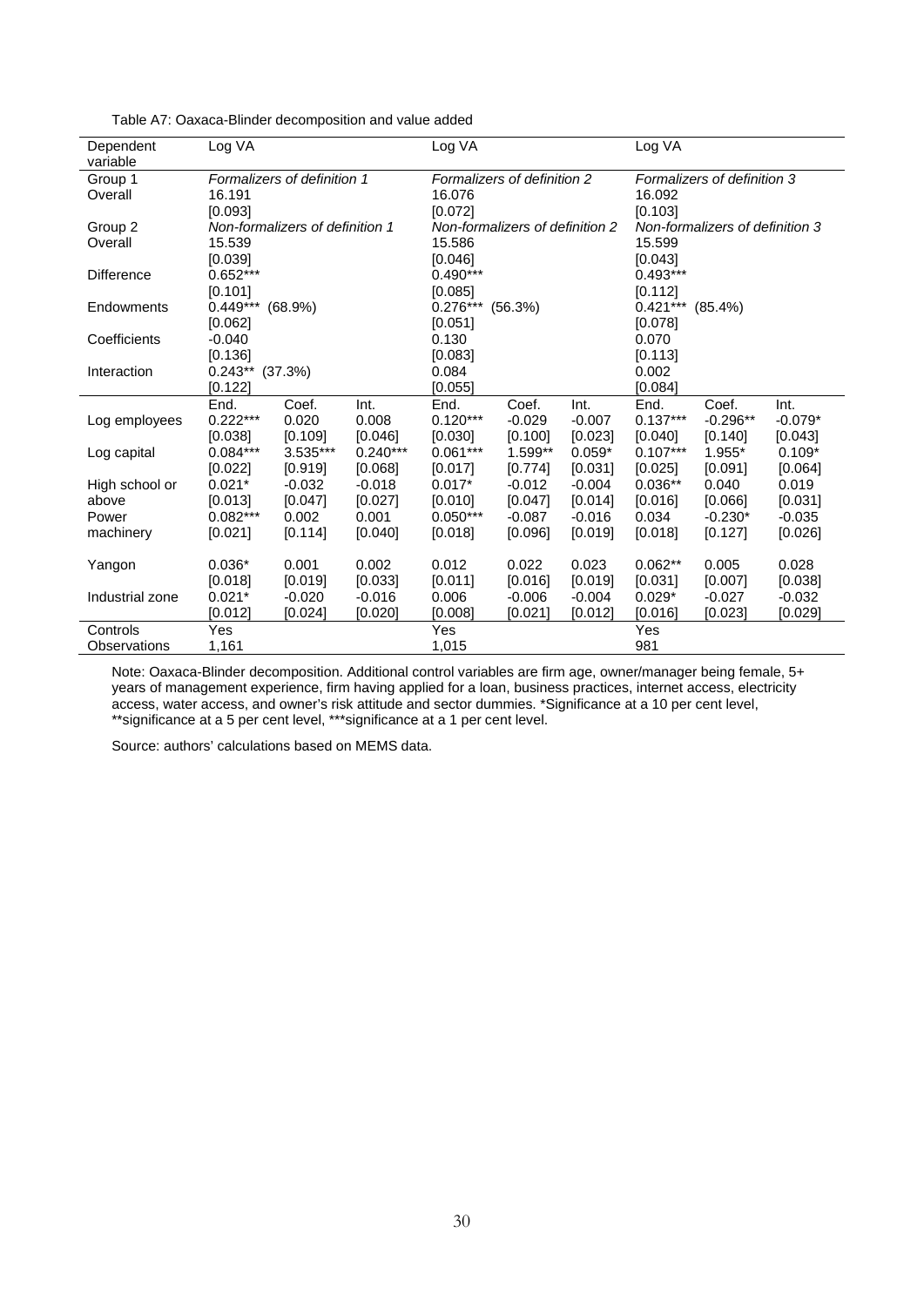Table A7: Oaxaca-Blinder decomposition and value added

| Dependent variable | Log VA | | | Log VA | | | Log VA | | |
|---|---|---|---|---|---|---|---|---|---|
| Group 1 | *Formalizers of definition 1* | | | *Formalizers of definition 2* | | | *Formalizers of definition 3* | | |
| Overall | 16.191 | | | 16.076 | | | 16.092 | | |
| | [0.093] | | | [0.072] | | | [0.103] | | |
| Group 2 | *Non-formalizers of definition 1* | | | *Non-formalizers of definition 2* | | | *Non-formalizers of definition 3* | | |
| Overall | 15.539 | | | 15.586 | | | 15.599 | | |
| | [0.039] | | | [0.046] | | | [0.043] | | |
| Difference | 0.652*** | | | 0.490*** | | | 0.493*** | | |
| | [0.101] | | | [0.085] | | | [0.112] | | |
| Endowments | 0.449*** | (68.9%) | | 0.276*** | (56.3%) | | 0.421*** | (85.4%) | |
| | [0.062] | | | [0.051] | | | [0.078] | | |
| Coefficients | -0.040 | | | 0.130 | | | 0.070 | | |
| | [0.136] | | | [0.083] | | | [0.113] | | |
| Interaction | 0.243** | (37.3%) | | 0.084 | | | 0.002 | | |
| | [0.122] | | | [0.055] | | | [0.084] | | |
| | End. | Coef. | Int. | End. | Coef. | Int. | End. | Coef. | Int. |
| Log employees | 0.222*** | 0.020 | 0.008 | 0.120*** | -0.029 | -0.007 | 0.137*** | -0.296** | -0.079* |
| | [0.038] | [0.109] | [0.046] | [0.030] | [0.100] | [0.023] | [0.040] | [0.140] | [0.043] |
| Log capital | 0.084*** | 3.535*** | 0.240*** | 0.061*** | 1.599** | 0.059* | 0.107*** | 1.955* | 0.109* |
| | [0.022] | [0.919] | [0.068] | [0.017] | [0.774] | [0.031] | [0.025] | [0.091] | [0.064] |
| High school or above | 0.021* | -0.032 | -0.018 | 0.017* | -0.012 | -0.004 | 0.036** | 0.040 | 0.019 |
| | [0.013] | [0.047] | [0.027] | [0.010] | [0.047] | [0.014] | [0.016] | [0.066] | [0.031] |
| Power machinery | 0.082*** | 0.002 | 0.001 | 0.050*** | -0.087 | -0.016 | 0.034 | -0.230* | -0.035 |
| | [0.021] | [0.114] | [0.040] | [0.018] | [0.096] | [0.019] | [0.018] | [0.127] | [0.026] |
| Yangon | 0.036* | 0.001 | 0.002 | 0.012 | 0.022 | 0.023 | 0.062** | 0.005 | 0.028 |
| | [0.018] | [0.019] | [0.033] | [0.011] | [0.016] | [0.019] | [0.031] | [0.007] | [0.038] |
| Industrial zone | 0.021* | -0.020 | -0.016 | 0.006 | -0.006 | -0.004 | 0.029* | -0.027 | -0.032 |
| | [0.012] | [0.024] | [0.020] | [0.008] | [0.021] | [0.012] | [0.016] | [0.023] | [0.029] |
| Controls | Yes | | | Yes | | | Yes | | |
| Observations | 1,161 | | | 1,015 | | | 981 | | |

Note: Oaxaca-Blinder decomposition. Additional control variables are firm age, owner/manager being female, 5+ years of management experience, firm having applied for a loan, business practices, internet access, electricity access, water access, and owner's risk attitude and sector dummies. *Significance at a 10 per cent level, **significance at a 5 per cent level, ***significance at a 1 per cent level.

Source: authors' calculations based on MEMS data.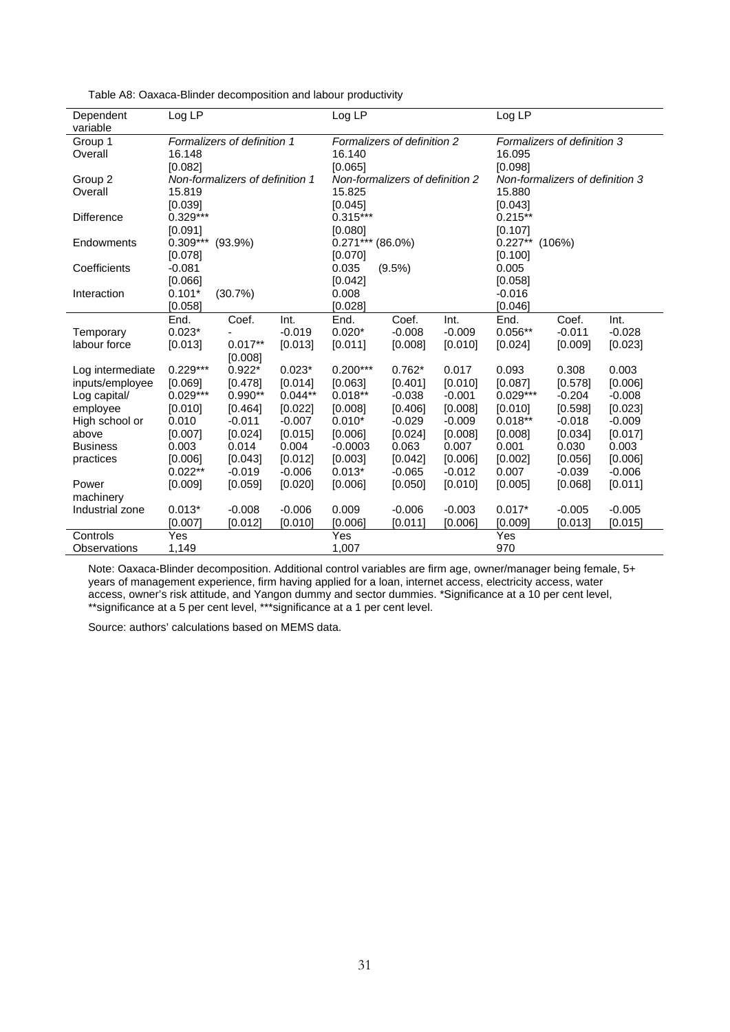Table A8: Oaxaca-Blinder decomposition and labour productivity

| Dependent variable | Log LP | | | Log LP | | | Log LP | | |
|---|---|---|---|---|---|---|---|---|---|
| Group 1 | *Formalizers of definition 1* | | | *Formalizers of definition 2* | | | *Formalizers of definition 3* | | |
| Overall | 16.148 | | | 16.140 | | | 16.095 | | |
| | [0.082] | | | [0.065] | | | [0.098] | | |
| Group 2 | *Non-formalizers of definition 1* | | | *Non-formalizers of definition 2* | | | *Non-formalizers of definition 3* | | |
| Overall | 15.819 | | | 15.825 | | | 15.880 | | |
| | [0.039] | | | [0.045] | | | [0.043] | | |
| Difference | 0.329*** | | | 0.315*** | | | 0.215** | | |
| | [0.091] | | | [0.080] | | | [0.107] | | |
| Endowments | 0.309*** (93.9%) | | | 0.271*** (86.0%) | | | 0.227** (106%) | | |
| | [0.078] | | | [0.070] | | | [0.100] | | |
| Coefficients | -0.081 | | | 0.035 (9.5%) | | | 0.005 | | |
| | [0.066] | | | [0.042] | | | [0.058] | | |
| Interaction | 0.101* (30.7%) | | | 0.008 | | | -0.016 | | |
| | [0.058] | | | [0.028] | | | [0.046] | | |
| | End. | Coef. | Int. | End. | Coef. | Int. | End. | Coef. | Int. |
| Temporary labour force | 0.023* | - | -0.019 | 0.020* | -0.008 | -0.009 | 0.056** | -0.011 | -0.028 |
| | [0.013] | 0.017** [0.008] | [0.013] | [0.011] | [0.008] | [0.010] | [0.024] | [0.009] | [0.023] |
| Log intermediate inputs/employee | 0.229*** | 0.922* | 0.023* | 0.200*** | 0.762* | 0.017 | 0.093 | 0.308 | 0.003 |
| | [0.069] | [0.478] | [0.014] | [0.063] | [0.401] | [0.010] | [0.087] | [0.578] | [0.006] |
| Log capital/ employee | 0.029*** | 0.990** | 0.044** | 0.018** | -0.038 | -0.001 | 0.029*** | -0.204 | -0.008 |
| | [0.010] | [0.464] | [0.022] | [0.008] | [0.406] | [0.008] | [0.010] | [0.598] | [0.023] |
| High school or above | 0.010 | -0.011 | -0.007 | 0.010* | -0.029 | -0.009 | 0.018** | -0.018 | -0.009 |
| | [0.007] | [0.024] | [0.015] | [0.006] | [0.024] | [0.008] | [0.008] | [0.034] | [0.017] |
| Business practices | 0.003 | 0.014 | 0.004 | -0.0003 | 0.063 | 0.007 | 0.001 | 0.030 | 0.003 |
| | [0.006] | [0.043] | [0.012] | [0.003] | [0.042] | [0.006] | [0.002] | [0.056] | [0.006] |
| Power machinery | 0.022** | -0.019 | -0.006 | 0.013* | -0.065 | -0.012 | 0.007 | -0.039 | -0.006 |
| | [0.009] | [0.059] | [0.020] | [0.006] | [0.050] | [0.010] | [0.005] | [0.068] | [0.011] |
| Industrial zone | 0.013* | -0.008 | -0.006 | 0.009 | -0.006 | -0.003 | 0.017* | -0.005 | -0.005 |
| | [0.007] | [0.012] | [0.010] | [0.006] | [0.011] | [0.006] | [0.009] | [0.013] | [0.015] |
| Controls | Yes | | | Yes | | | Yes | | |
| Observations | 1,149 | | | 1,007 | | | 970 | | |

Note: Oaxaca-Blinder decomposition. Additional control variables are firm age, owner/manager being female, 5+ years of management experience, firm having applied for a loan, internet access, electricity access, water access, owner's risk attitude, and Yangon dummy and sector dummies. *Significance at a 10 per cent level, **significance at a 5 per cent level, ***significance at a 1 per cent level.

Source: authors' calculations based on MEMS data.